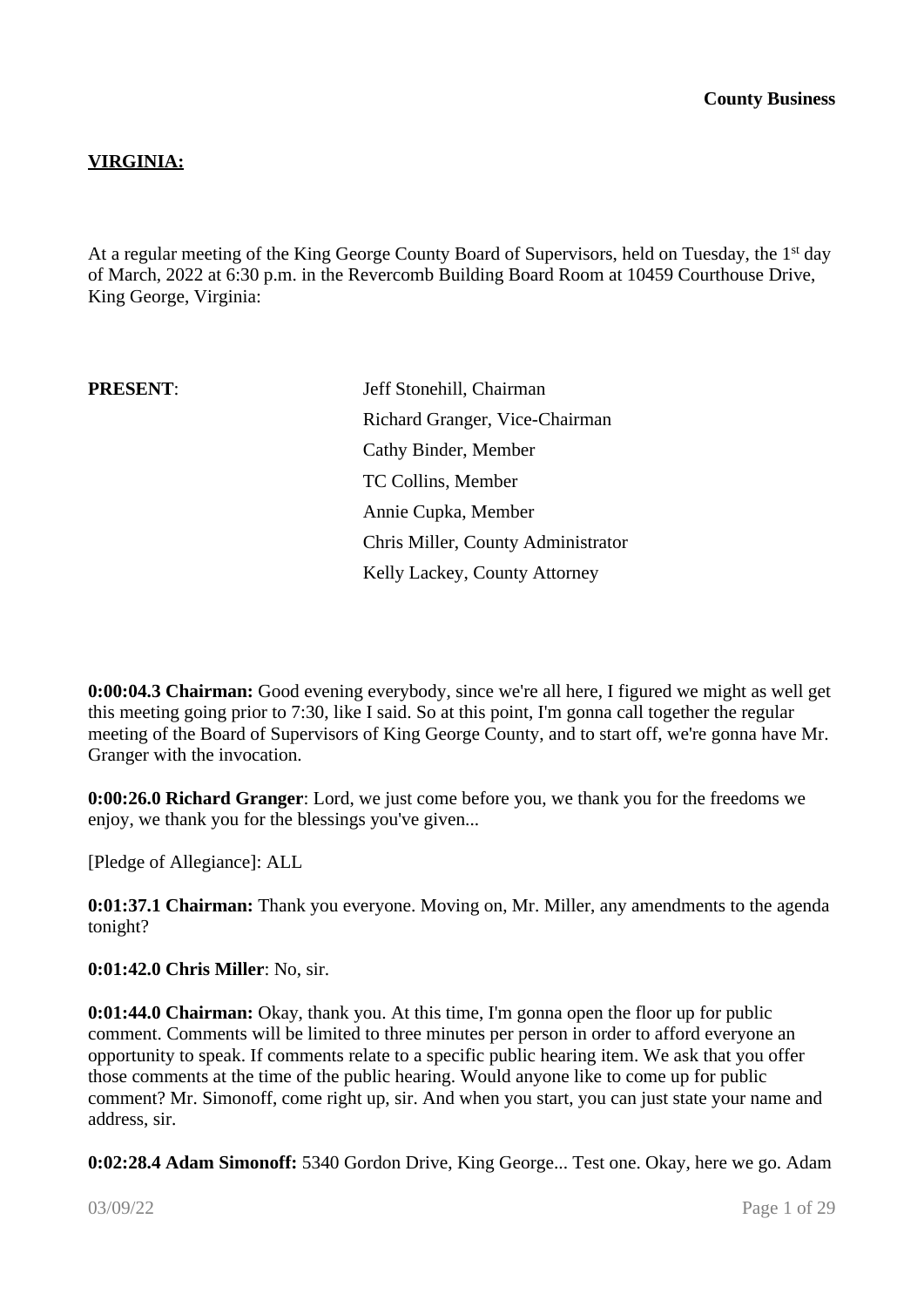**County Business**

**VIRGINIA:**

At a regular meeting of the King George County Board of Supervisors, held on Tuesday, the 1st day of March, 2022 at 6:30 p.m. in the Revercomb Building Board Room at 10459 Courthouse Drive, King George, Virginia:

**PRESENT**: Jeff Stonehill, Chairman
Richard Granger, Vice-Chairman
Cathy Binder, Member
TC Collins, Member
Annie Cupka, Member
Chris Miller, County Administrator
Kelly Lackey, County Attorney

**0:00:04.3 Chairman:** Good evening everybody, since we're all here, I figured we might as well get this meeting going prior to 7:30, like I said. So at this point, I'm gonna call together the regular meeting of the Board of Supervisors of King George County, and to start off, we're gonna have Mr. Granger with the invocation.

**0:00:26.0 Richard Granger**: Lord, we just come before you, we thank you for the freedoms we enjoy, we thank you for the blessings you've given...

[Pledge of Allegiance]: ALL

**0:01:37.1 Chairman:** Thank you everyone. Moving on, Mr. Miller, any amendments to the agenda tonight?

**0:01:42.0 Chris Miller**: No, sir.

**0:01:44.0 Chairman:** Okay, thank you. At this time, I'm gonna open the floor up for public comment. Comments will be limited to three minutes per person in order to afford everyone an opportunity to speak. If comments relate to a specific public hearing item. We ask that you offer those comments at the time of the public hearing. Would anyone like to come up for public comment? Mr. Simonoff, come right up, sir. And when you start, you can just state your name and address, sir.

**0:02:28.4 Adam Simonoff:** 5340 Gordon Drive, King George... Test one. Okay, here we go. Adam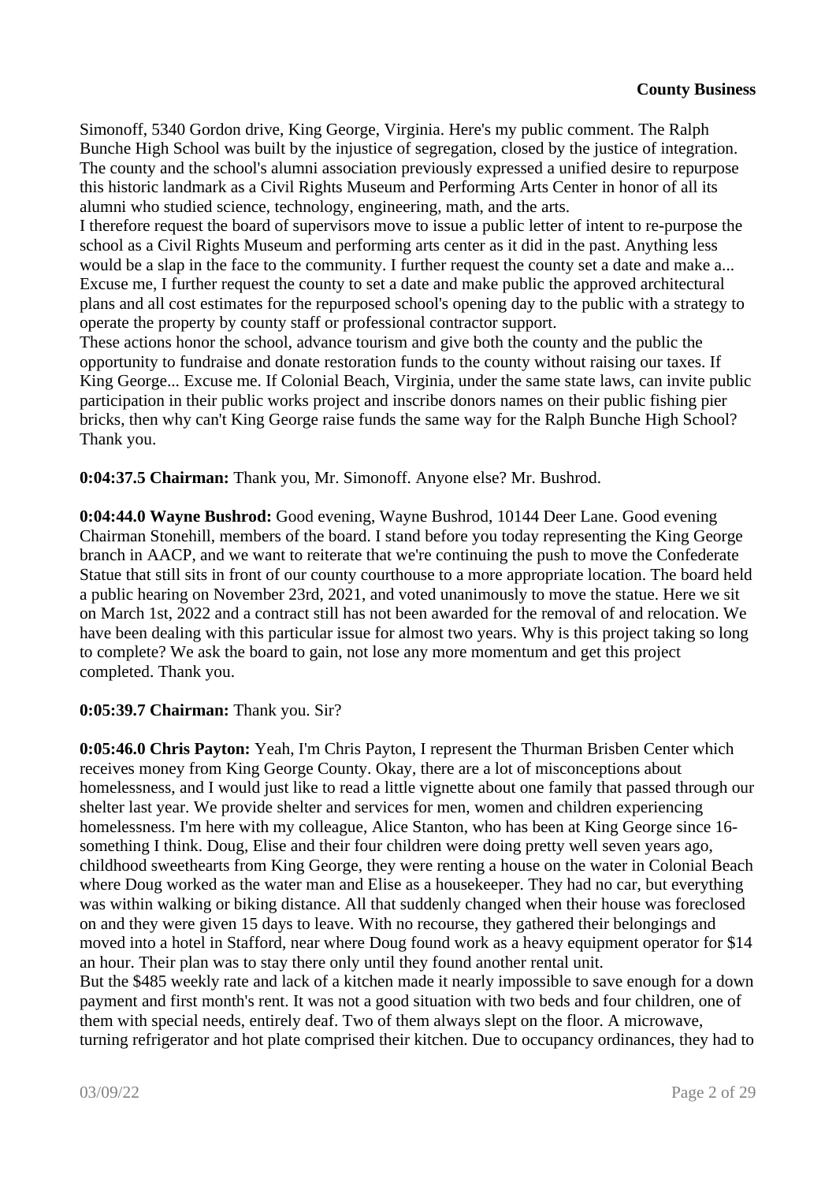Simonoff, 5340 Gordon drive, King George, Virginia. Here's my public comment. The Ralph Bunche High School was built by the injustice of segregation, closed by the justice of integration. The county and the school's alumni association previously expressed a unified desire to repurpose this historic landmark as a Civil Rights Museum and Performing Arts Center in honor of all its alumni who studied science, technology, engineering, math, and the arts.

I therefore request the board of supervisors move to issue a public letter of intent to re-purpose the school as a Civil Rights Museum and performing arts center as it did in the past. Anything less would be a slap in the face to the community. I further request the county set a date and make a... Excuse me, I further request the county to set a date and make public the approved architectural plans and all cost estimates for the repurposed school's opening day to the public with a strategy to operate the property by county staff or professional contractor support.

These actions honor the school, advance tourism and give both the county and the public the opportunity to fundraise and donate restoration funds to the county without raising our taxes. If King George... Excuse me. If Colonial Beach, Virginia, under the same state laws, can invite public participation in their public works project and inscribe donors names on their public fishing pier bricks, then why can't King George raise funds the same way for the Ralph Bunche High School? Thank you.

**0:04:37.5 Chairman:** Thank you, Mr. Simonoff. Anyone else? Mr. Bushrod.

**0:04:44.0 Wayne Bushrod:** Good evening, Wayne Bushrod, 10144 Deer Lane. Good evening Chairman Stonehill, members of the board. I stand before you today representing the King George branch in AACP, and we want to reiterate that we're continuing the push to move the Confederate Statue that still sits in front of our county courthouse to a more appropriate location. The board held a public hearing on November 23rd, 2021, and voted unanimously to move the statue. Here we sit on March 1st, 2022 and a contract still has not been awarded for the removal of and relocation. We have been dealing with this particular issue for almost two years. Why is this project taking so long to complete? We ask the board to gain, not lose any more momentum and get this project completed. Thank you.

**0:05:39.7 Chairman:** Thank you. Sir?

**0:05:46.0 Chris Payton:** Yeah, I'm Chris Payton, I represent the Thurman Brisben Center which receives money from King George County. Okay, there are a lot of misconceptions about homelessness, and I would just like to read a little vignette about one family that passed through our shelter last year. We provide shelter and services for men, women and children experiencing homelessness. I'm here with my colleague, Alice Stanton, who has been at King George since 16-something I think. Doug, Elise and their four children were doing pretty well seven years ago, childhood sweethearts from King George, they were renting a house on the water in Colonial Beach where Doug worked as the water man and Elise as a housekeeper. They had no car, but everything was within walking or biking distance. All that suddenly changed when their house was foreclosed on and they were given 15 days to leave. With no recourse, they gathered their belongings and moved into a hotel in Stafford, near where Doug found work as a heavy equipment operator for $14 an hour. Their plan was to stay there only until they found another rental unit.

But the $485 weekly rate and lack of a kitchen made it nearly impossible to save enough for a down payment and first month's rent. It was not a good situation with two beds and four children, one of them with special needs, entirely deaf. Two of them always slept on the floor. A microwave, turning refrigerator and hot plate comprised their kitchen. Due to occupancy ordinances, they had to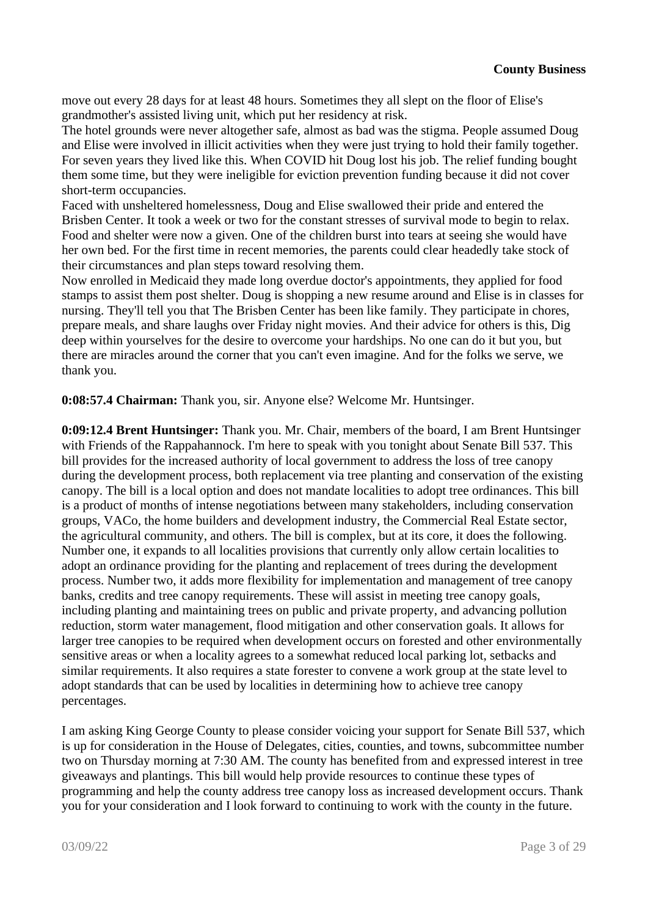move out every 28 days for at least 48 hours. Sometimes they all slept on the floor of Elise's grandmother's assisted living unit, which put her residency at risk.
The hotel grounds were never altogether safe, almost as bad was the stigma. People assumed Doug and Elise were involved in illicit activities when they were just trying to hold their family together. For seven years they lived like this. When COVID hit Doug lost his job. The relief funding bought them some time, but they were ineligible for eviction prevention funding because it did not cover short-term occupancies.
Faced with unsheltered homelessness, Doug and Elise swallowed their pride and entered the Brisben Center. It took a week or two for the constant stresses of survival mode to begin to relax. Food and shelter were now a given. One of the children burst into tears at seeing she would have her own bed. For the first time in recent memories, the parents could clear headedly take stock of their circumstances and plan steps toward resolving them.
Now enrolled in Medicaid they made long overdue doctor's appointments, they applied for food stamps to assist them post shelter. Doug is shopping a new resume around and Elise is in classes for nursing. They'll tell you that The Brisben Center has been like family. They participate in chores, prepare meals, and share laughs over Friday night movies. And their advice for others is this, Dig deep within yourselves for the desire to overcome your hardships. No one can do it but you, but there are miracles around the corner that you can't even imagine. And for the folks we serve, we thank you.

**0:08:57.4 Chairman:** Thank you, sir. Anyone else? Welcome Mr. Huntsinger.

**0:09:12.4 Brent Huntsinger:** Thank you. Mr. Chair, members of the board, I am Brent Huntsinger with Friends of the Rappahannock. I'm here to speak with you tonight about Senate Bill 537. This bill provides for the increased authority of local government to address the loss of tree canopy during the development process, both replacement via tree planting and conservation of the existing canopy. The bill is a local option and does not mandate localities to adopt tree ordinances. This bill is a product of months of intense negotiations between many stakeholders, including conservation groups, VACo, the home builders and development industry, the Commercial Real Estate sector, the agricultural community, and others. The bill is complex, but at its core, it does the following. Number one, it expands to all localities provisions that currently only allow certain localities to adopt an ordinance providing for the planting and replacement of trees during the development process. Number two, it adds more flexibility for implementation and management of tree canopy banks, credits and tree canopy requirements. These will assist in meeting tree canopy goals, including planting and maintaining trees on public and private property, and advancing pollution reduction, storm water management, flood mitigation and other conservation goals. It allows for larger tree canopies to be required when development occurs on forested and other environmentally sensitive areas or when a locality agrees to a somewhat reduced local parking lot, setbacks and similar requirements. It also requires a state forester to convene a work group at the state level to adopt standards that can be used by localities in determining how to achieve tree canopy percentages.

I am asking King George County to please consider voicing your support for Senate Bill 537, which is up for consideration in the House of Delegates, cities, counties, and towns, subcommittee number two on Thursday morning at 7:30 AM. The county has benefited from and expressed interest in tree giveaways and plantings. This bill would help provide resources to continue these types of programming and help the county address tree canopy loss as increased development occurs. Thank you for your consideration and I look forward to continuing to work with the county in the future.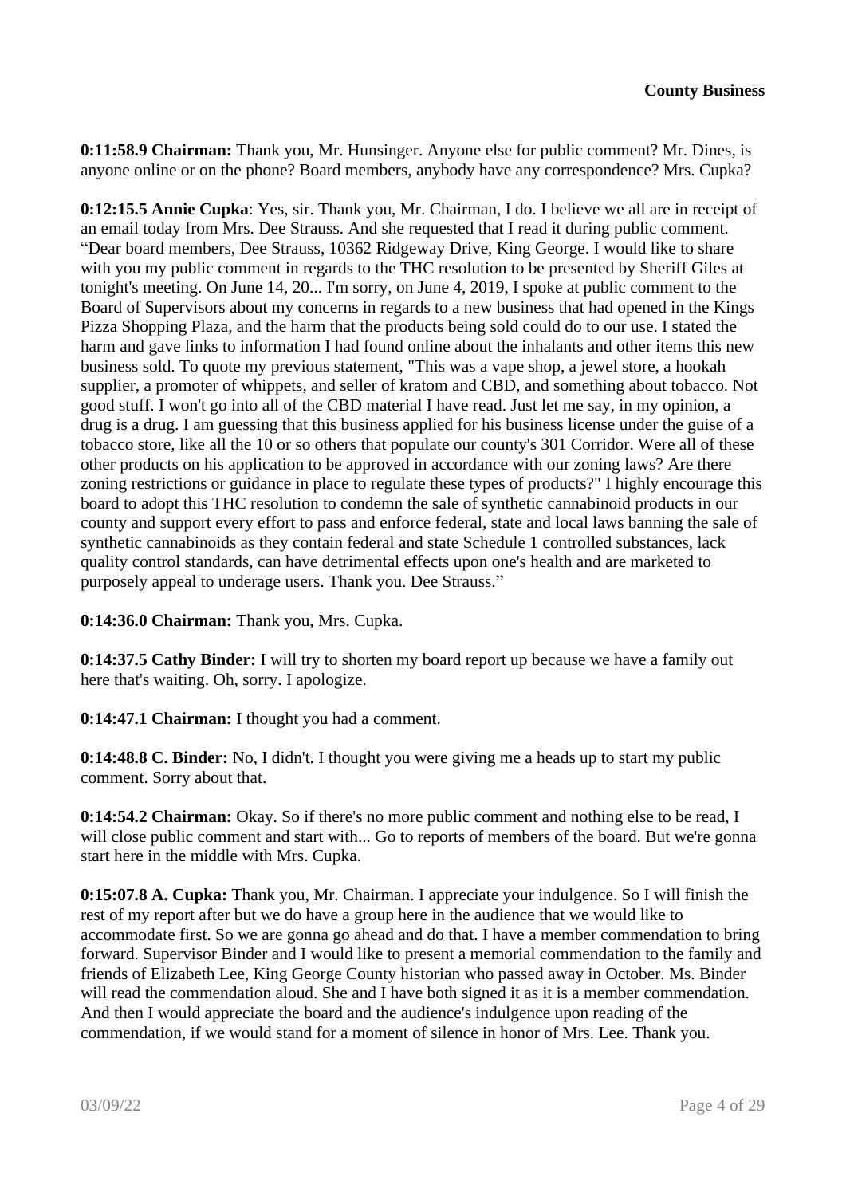**0:11:58.9 Chairman:** Thank you, Mr. Hunsinger. Anyone else for public comment? Mr. Dines, is anyone online or on the phone? Board members, anybody have any correspondence? Mrs. Cupka?

**0:12:15.5 Annie Cupka**: Yes, sir. Thank you, Mr. Chairman, I do. I believe we all are in receipt of an email today from Mrs. Dee Strauss. And she requested that I read it during public comment. "Dear board members, Dee Strauss, 10362 Ridgeway Drive, King George. I would like to share with you my public comment in regards to the THC resolution to be presented by Sheriff Giles at tonight's meeting. On June 14, 20... I'm sorry, on June 4, 2019, I spoke at public comment to the Board of Supervisors about my concerns in regards to a new business that had opened in the Kings Pizza Shopping Plaza, and the harm that the products being sold could do to our use. I stated the harm and gave links to information I had found online about the inhalants and other items this new business sold. To quote my previous statement, "This was a vape shop, a jewel store, a hookah supplier, a promoter of whippets, and seller of kratom and CBD, and something about tobacco. Not good stuff. I won't go into all of the CBD material I have read. Just let me say, in my opinion, a drug is a drug. I am guessing that this business applied for his business license under the guise of a tobacco store, like all the 10 or so others that populate our county's 301 Corridor. Were all of these other products on his application to be approved in accordance with our zoning laws? Are there zoning restrictions or guidance in place to regulate these types of products?" I highly encourage this board to adopt this THC resolution to condemn the sale of synthetic cannabinoid products in our county and support every effort to pass and enforce federal, state and local laws banning the sale of synthetic cannabinoids as they contain federal and state Schedule 1 controlled substances, lack quality control standards, can have detrimental effects upon one's health and are marketed to purposely appeal to underage users. Thank you. Dee Strauss."

**0:14:36.0 Chairman:** Thank you, Mrs. Cupka.

**0:14:37.5 Cathy Binder:** I will try to shorten my board report up because we have a family out here that's waiting. Oh, sorry. I apologize.

**0:14:47.1 Chairman:** I thought you had a comment.

**0:14:48.8 C. Binder:** No, I didn't. I thought you were giving me a heads up to start my public comment. Sorry about that.

**0:14:54.2 Chairman:** Okay. So if there's no more public comment and nothing else to be read, I will close public comment and start with... Go to reports of members of the board. But we're gonna start here in the middle with Mrs. Cupka.

**0:15:07.8 A. Cupka:** Thank you, Mr. Chairman. I appreciate your indulgence. So I will finish the rest of my report after but we do have a group here in the audience that we would like to accommodate first. So we are gonna go ahead and do that. I have a member commendation to bring forward. Supervisor Binder and I would like to present a memorial commendation to the family and friends of Elizabeth Lee, King George County historian who passed away in October. Ms. Binder will read the commendation aloud. She and I have both signed it as it is a member commendation. And then I would appreciate the board and the audience's indulgence upon reading of the commendation, if we would stand for a moment of silence in honor of Mrs. Lee. Thank you.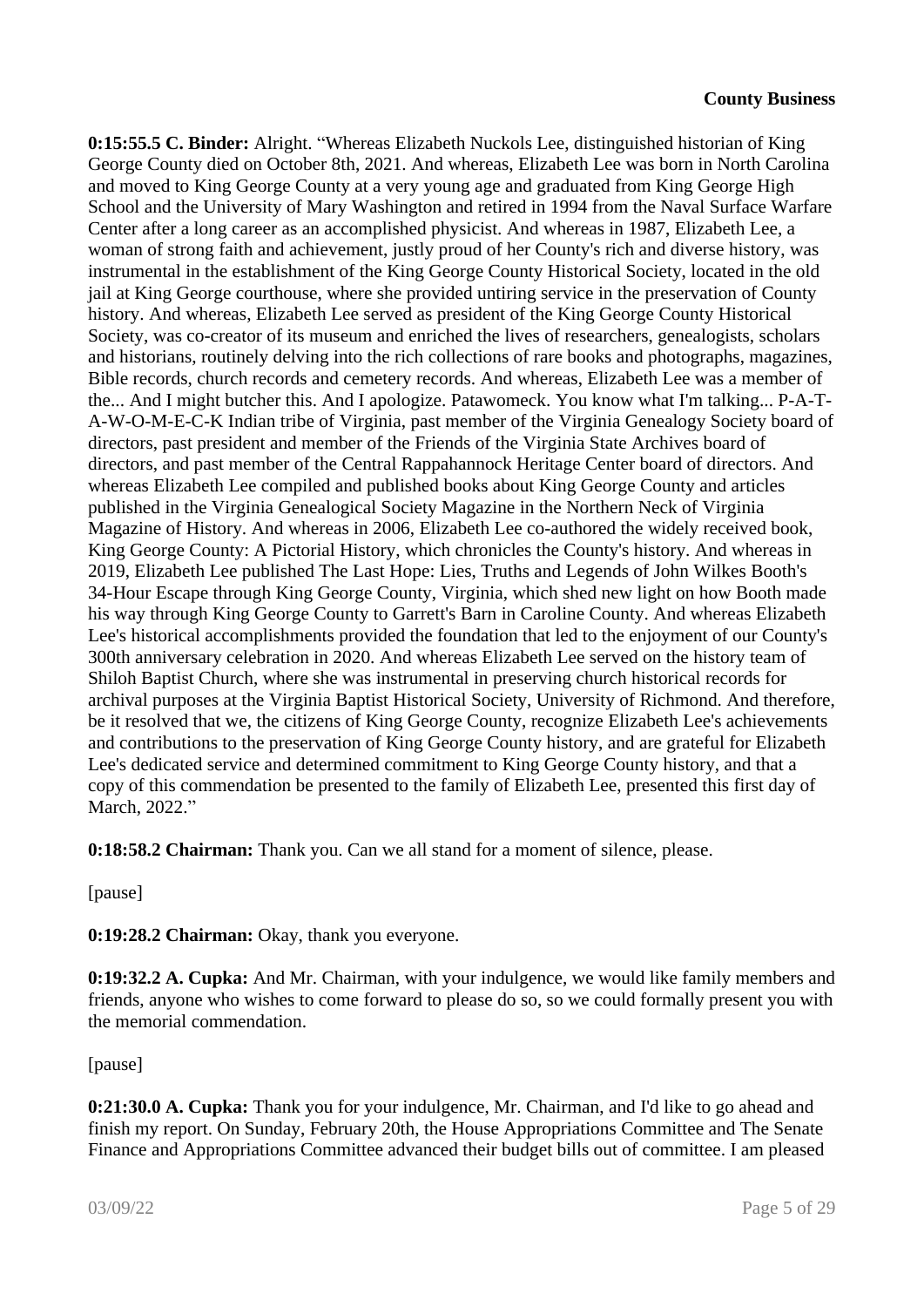**County Business**

**0:15:55.5 C. Binder:** Alright. "Whereas Elizabeth Nuckols Lee, distinguished historian of King George County died on October 8th, 2021. And whereas, Elizabeth Lee was born in North Carolina and moved to King George County at a very young age and graduated from King George High School and the University of Mary Washington and retired in 1994 from the Naval Surface Warfare Center after a long career as an accomplished physicist. And whereas in 1987, Elizabeth Lee, a woman of strong faith and achievement, justly proud of her County's rich and diverse history, was instrumental in the establishment of the King George County Historical Society, located in the old jail at King George courthouse, where she provided untiring service in the preservation of County history. And whereas, Elizabeth Lee served as president of the King George County Historical Society, was co-creator of its museum and enriched the lives of researchers, genealogists, scholars and historians, routinely delving into the rich collections of rare books and photographs, magazines, Bible records, church records and cemetery records. And whereas, Elizabeth Lee was a member of the... And I might butcher this. And I apologize. Patawomeck. You know what I'm talking... P-A-T-A-W-O-M-E-C-K Indian tribe of Virginia, past member of the Virginia Genealogy Society board of directors, past president and member of the Friends of the Virginia State Archives board of directors, and past member of the Central Rappahannock Heritage Center board of directors. And whereas Elizabeth Lee compiled and published books about King George County and articles published in the Virginia Genealogical Society Magazine in the Northern Neck of Virginia Magazine of History. And whereas in 2006, Elizabeth Lee co-authored the widely received book, King George County: A Pictorial History, which chronicles the County's history. And whereas in 2019, Elizabeth Lee published The Last Hope: Lies, Truths and Legends of John Wilkes Booth's 34-Hour Escape through King George County, Virginia, which shed new light on how Booth made his way through King George County to Garrett's Barn in Caroline County. And whereas Elizabeth Lee's historical accomplishments provided the foundation that led to the enjoyment of our County's 300th anniversary celebration in 2020. And whereas Elizabeth Lee served on the history team of Shiloh Baptist Church, where she was instrumental in preserving church historical records for archival purposes at the Virginia Baptist Historical Society, University of Richmond. And therefore, be it resolved that we, the citizens of King George County, recognize Elizabeth Lee's achievements and contributions to the preservation of King George County history, and are grateful for Elizabeth Lee's dedicated service and determined commitment to King George County history, and that a copy of this commendation be presented to the family of Elizabeth Lee, presented this first day of March, 2022."

**0:18:58.2 Chairman:** Thank you. Can we all stand for a moment of silence, please.

[pause]

**0:19:28.2 Chairman:** Okay, thank you everyone.

**0:19:32.2 A. Cupka:** And Mr. Chairman, with your indulgence, we would like family members and friends, anyone who wishes to come forward to please do so, so we could formally present you with the memorial commendation.

[pause]

**0:21:30.0 A. Cupka:** Thank you for your indulgence, Mr. Chairman, and I'd like to go ahead and finish my report. On Sunday, February 20th, the House Appropriations Committee and The Senate Finance and Appropriations Committee advanced their budget bills out of committee. I am pleased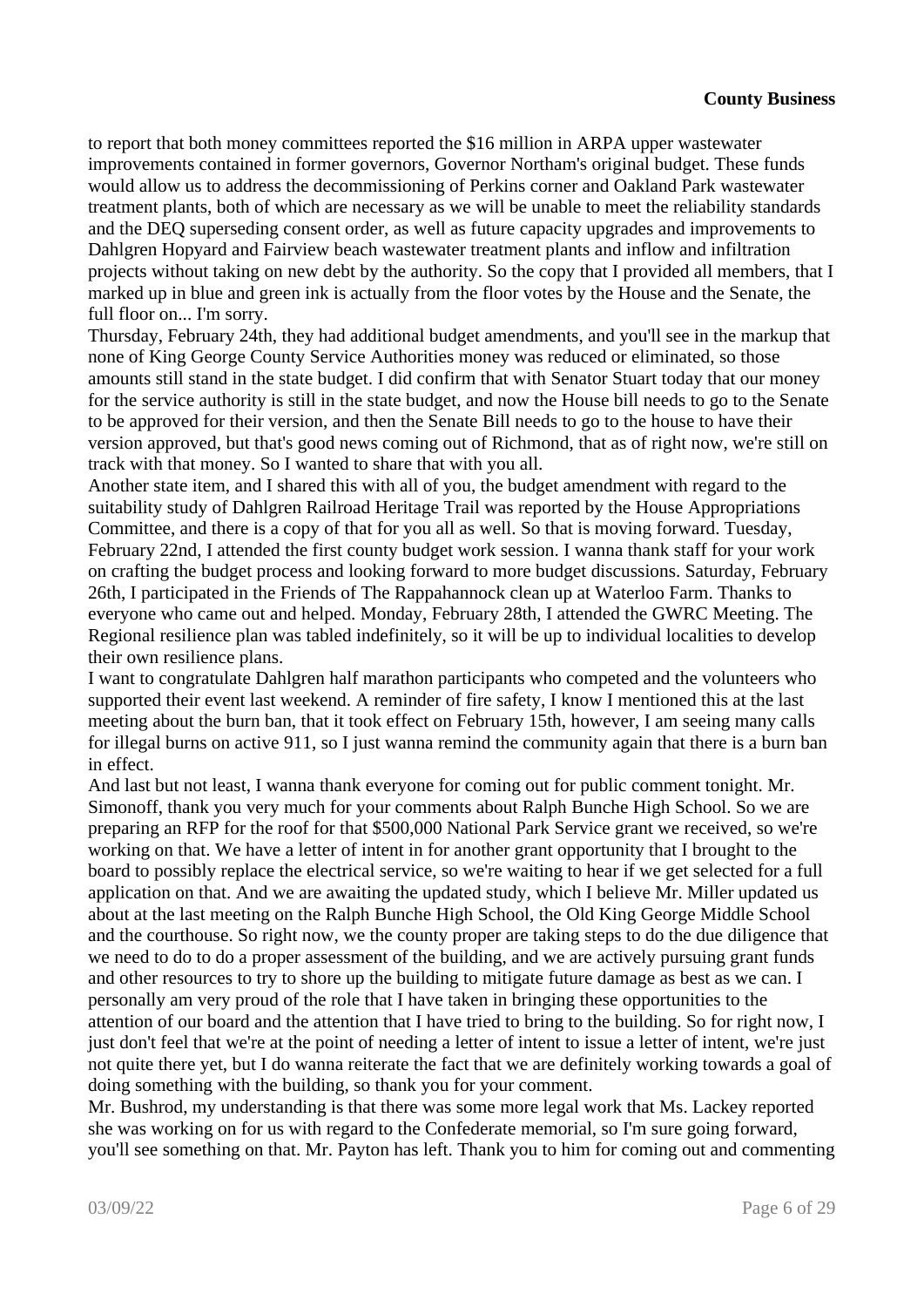to report that both money committees reported the $16 million in ARPA upper wastewater improvements contained in former governors, Governor Northam's original budget. These funds would allow us to address the decommissioning of Perkins corner and Oakland Park wastewater treatment plants, both of which are necessary as we will be unable to meet the reliability standards and the DEQ superseding consent order, as well as future capacity upgrades and improvements to Dahlgren Hopyard and Fairview beach wastewater treatment plants and inflow and infiltration projects without taking on new debt by the authority. So the copy that I provided all members, that I marked up in blue and green ink is actually from the floor votes by the House and the Senate, the full floor on... I'm sorry.

Thursday, February 24th, they had additional budget amendments, and you'll see in the markup that none of King George County Service Authorities money was reduced or eliminated, so those amounts still stand in the state budget. I did confirm that with Senator Stuart today that our money for the service authority is still in the state budget, and now the House bill needs to go to the Senate to be approved for their version, and then the Senate Bill needs to go to the house to have their version approved, but that's good news coming out of Richmond, that as of right now, we're still on track with that money. So I wanted to share that with you all.

Another state item, and I shared this with all of you, the budget amendment with regard to the suitability study of Dahlgren Railroad Heritage Trail was reported by the House Appropriations Committee, and there is a copy of that for you all as well. So that is moving forward. Tuesday, February 22nd, I attended the first county budget work session. I wanna thank staff for your work on crafting the budget process and looking forward to more budget discussions. Saturday, February 26th, I participated in the Friends of The Rappahannock clean up at Waterloo Farm. Thanks to everyone who came out and helped. Monday, February 28th, I attended the GWRC Meeting. The Regional resilience plan was tabled indefinitely, so it will be up to individual localities to develop their own resilience plans.

I want to congratulate Dahlgren half marathon participants who competed and the volunteers who supported their event last weekend. A reminder of fire safety, I know I mentioned this at the last meeting about the burn ban, that it took effect on February 15th, however, I am seeing many calls for illegal burns on active 911, so I just wanna remind the community again that there is a burn ban in effect.

And last but not least, I wanna thank everyone for coming out for public comment tonight. Mr. Simonoff, thank you very much for your comments about Ralph Bunche High School. So we are preparing an RFP for the roof for that $500,000 National Park Service grant we received, so we're working on that. We have a letter of intent in for another grant opportunity that I brought to the board to possibly replace the electrical service, so we're waiting to hear if we get selected for a full application on that. And we are awaiting the updated study, which I believe Mr. Miller updated us about at the last meeting on the Ralph Bunche High School, the Old King George Middle School and the courthouse. So right now, we the county proper are taking steps to do the due diligence that we need to do to do a proper assessment of the building, and we are actively pursuing grant funds and other resources to try to shore up the building to mitigate future damage as best as we can. I personally am very proud of the role that I have taken in bringing these opportunities to the attention of our board and the attention that I have tried to bring to the building. So for right now, I just don't feel that we're at the point of needing a letter of intent to issue a letter of intent, we're just not quite there yet, but I do wanna reiterate the fact that we are definitely working towards a goal of doing something with the building, so thank you for your comment.

Mr. Bushrod, my understanding is that there was some more legal work that Ms. Lackey reported she was working on for us with regard to the Confederate memorial, so I'm sure going forward, you'll see something on that. Mr. Payton has left. Thank you to him for coming out and commenting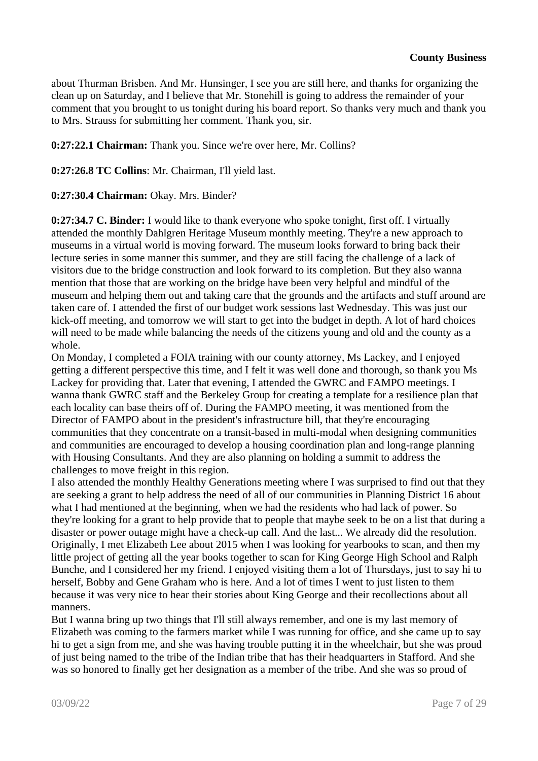about Thurman Brisben. And Mr. Hunsinger, I see you are still here, and thanks for organizing the clean up on Saturday, and I believe that Mr. Stonehill is going to address the remainder of your comment that you brought to us tonight during his board report. So thanks very much and thank you to Mrs. Strauss for submitting her comment. Thank you, sir.

**0:27:22.1 Chairman:** Thank you. Since we're over here, Mr. Collins?

**0:27:26.8 TC Collins**: Mr. Chairman, I'll yield last.

**0:27:30.4 Chairman:** Okay. Mrs. Binder?

**0:27:34.7 C. Binder:** I would like to thank everyone who spoke tonight, first off. I virtually attended the monthly Dahlgren Heritage Museum monthly meeting. They're a new approach to museums in a virtual world is moving forward. The museum looks forward to bring back their lecture series in some manner this summer, and they are still facing the challenge of a lack of visitors due to the bridge construction and look forward to its completion. But they also wanna mention that those that are working on the bridge have been very helpful and mindful of the museum and helping them out and taking care that the grounds and the artifacts and stuff around are taken care of. I attended the first of our budget work sessions last Wednesday. This was just our kick-off meeting, and tomorrow we will start to get into the budget in depth. A lot of hard choices will need to be made while balancing the needs of the citizens young and old and the county as a whole.

On Monday, I completed a FOIA training with our county attorney, Ms Lackey, and I enjoyed getting a different perspective this time, and I felt it was well done and thorough, so thank you Ms Lackey for providing that. Later that evening, I attended the GWRC and FAMPO meetings. I wanna thank GWRC staff and the Berkeley Group for creating a template for a resilience plan that each locality can base theirs off of. During the FAMPO meeting, it was mentioned from the Director of FAMPO about in the president's infrastructure bill, that they're encouraging communities that they concentrate on a transit-based in multi-modal when designing communities and communities are encouraged to develop a housing coordination plan and long-range planning with Housing Consultants. And they are also planning on holding a summit to address the challenges to move freight in this region.

I also attended the monthly Healthy Generations meeting where I was surprised to find out that they are seeking a grant to help address the need of all of our communities in Planning District 16 about what I had mentioned at the beginning, when we had the residents who had lack of power. So they're looking for a grant to help provide that to people that maybe seek to be on a list that during a disaster or power outage might have a check-up call. And the last... We already did the resolution. Originally, I met Elizabeth Lee about 2015 when I was looking for yearbooks to scan, and then my little project of getting all the year books together to scan for King George High School and Ralph Bunche, and I considered her my friend. I enjoyed visiting them a lot of Thursdays, just to say hi to herself, Bobby and Gene Graham who is here. And a lot of times I went to just listen to them because it was very nice to hear their stories about King George and their recollections about all manners.

But I wanna bring up two things that I'll still always remember, and one is my last memory of Elizabeth was coming to the farmers market while I was running for office, and she came up to say hi to get a sign from me, and she was having trouble putting it in the wheelchair, but she was proud of just being named to the tribe of the Indian tribe that has their headquarters in Stafford. And she was so honored to finally get her designation as a member of the tribe. And she was so proud of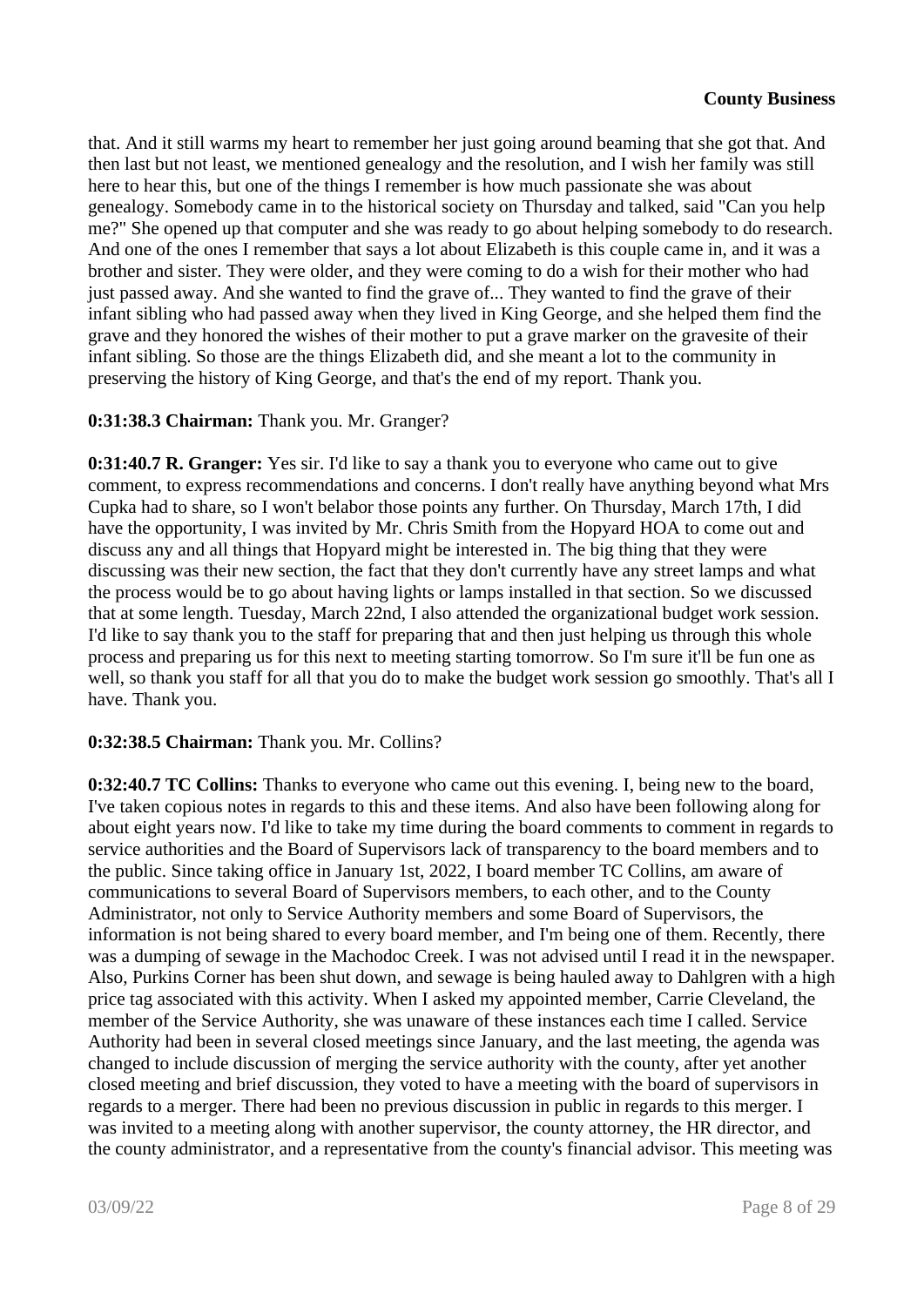that. And it still warms my heart to remember her just going around beaming that she got that. And then last but not least, we mentioned genealogy and the resolution, and I wish her family was still here to hear this, but one of the things I remember is how much passionate she was about genealogy. Somebody came in to the historical society on Thursday and talked, said "Can you help me?" She opened up that computer and she was ready to go about helping somebody to do research. And one of the ones I remember that says a lot about Elizabeth is this couple came in, and it was a brother and sister. They were older, and they were coming to do a wish for their mother who had just passed away. And she wanted to find the grave of... They wanted to find the grave of their infant sibling who had passed away when they lived in King George, and she helped them find the grave and they honored the wishes of their mother to put a grave marker on the gravesite of their infant sibling. So those are the things Elizabeth did, and she meant a lot to the community in preserving the history of King George, and that's the end of my report. Thank you.

**0:31:38.3 Chairman:** Thank you. Mr. Granger?

**0:31:40.7 R. Granger:** Yes sir. I'd like to say a thank you to everyone who came out to give comment, to express recommendations and concerns. I don't really have anything beyond what Mrs Cupka had to share, so I won't belabor those points any further. On Thursday, March 17th, I did have the opportunity, I was invited by Mr. Chris Smith from the Hopyard HOA to come out and discuss any and all things that Hopyard might be interested in. The big thing that they were discussing was their new section, the fact that they don't currently have any street lamps and what the process would be to go about having lights or lamps installed in that section. So we discussed that at some length. Tuesday, March 22nd, I also attended the organizational budget work session. I'd like to say thank you to the staff for preparing that and then just helping us through this whole process and preparing us for this next to meeting starting tomorrow. So I'm sure it'll be fun one as well, so thank you staff for all that you do to make the budget work session go smoothly. That's all I have. Thank you.

**0:32:38.5 Chairman:** Thank you. Mr. Collins?

**0:32:40.7 TC Collins:** Thanks to everyone who came out this evening. I, being new to the board, I've taken copious notes in regards to this and these items. And also have been following along for about eight years now. I'd like to take my time during the board comments to comment in regards to service authorities and the Board of Supervisors lack of transparency to the board members and to the public. Since taking office in January 1st, 2022, I board member TC Collins, am aware of communications to several Board of Supervisors members, to each other, and to the County Administrator, not only to Service Authority board members and some Board of Supervisors, the information is not being shared to every board member, and I'm being one of them. Recently, there was a dumping of sewage in the Machodoc Creek. I was not advised until I read it in the newspaper. Also, Purkins Corner has been shut down, and sewage is being hauled away to Dahlgren with a high price tag associated with this activity. When I asked my appointed member, Carrie Cleveland, the member of the Service Authority, she was unaware of these instances each time I called. Service Authority had been in several closed meetings since January, and the last meeting, the agenda was changed to include discussion of merging the service authority with the county, after yet another closed meeting and brief discussion, they voted to have a meeting with the board of supervisors in regards to a merger. There had been no previous discussion in public in regards to this merger. I was invited to a meeting along with another supervisor, the county attorney, the HR director, and the county administrator, and a representative from the county's financial advisor. This meeting was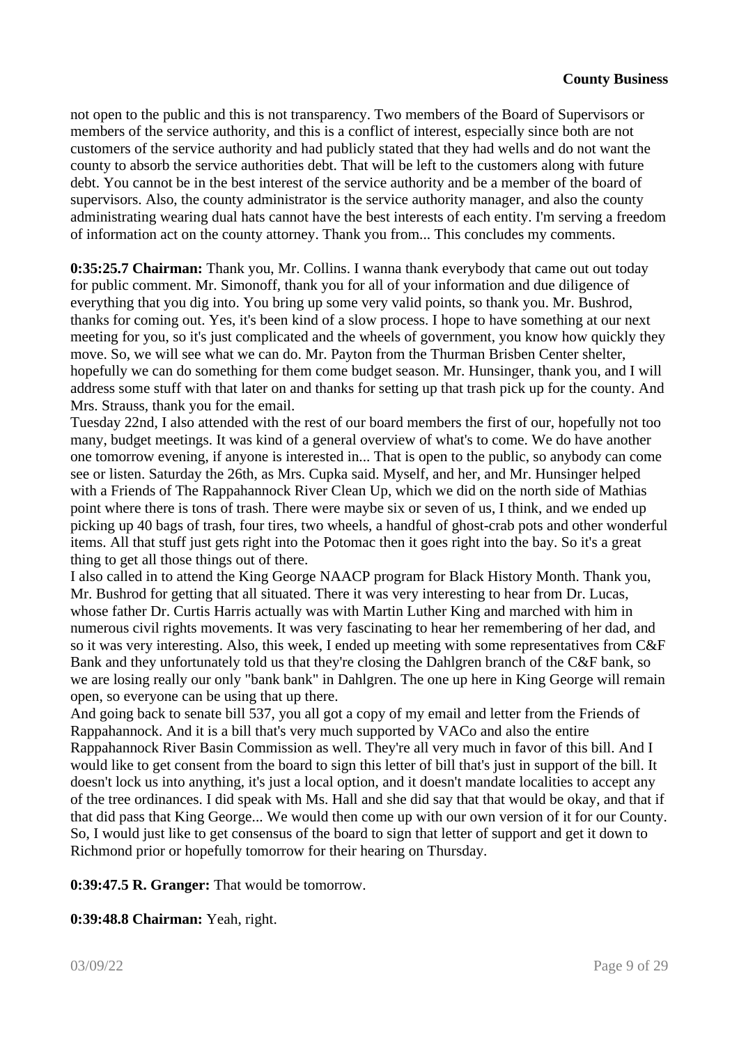not open to the public and this is not transparency. Two members of the Board of Supervisors or members of the service authority, and this is a conflict of interest, especially since both are not customers of the service authority and had publicly stated that they had wells and do not want the county to absorb the service authorities debt. That will be left to the customers along with future debt. You cannot be in the best interest of the service authority and be a member of the board of supervisors. Also, the county administrator is the service authority manager, and also the county administrating wearing dual hats cannot have the best interests of each entity. I'm serving a freedom of information act on the county attorney. Thank you from... This concludes my comments.

**0:35:25.7 Chairman:** Thank you, Mr. Collins. I wanna thank everybody that came out out today for public comment. Mr. Simonoff, thank you for all of your information and due diligence of everything that you dig into. You bring up some very valid points, so thank you. Mr. Bushrod, thanks for coming out. Yes, it's been kind of a slow process. I hope to have something at our next meeting for you, so it's just complicated and the wheels of government, you know how quickly they move. So, we will see what we can do. Mr. Payton from the Thurman Brisben Center shelter, hopefully we can do something for them come budget season. Mr. Hunsinger, thank you, and I will address some stuff with that later on and thanks for setting up that trash pick up for the county. And Mrs. Strauss, thank you for the email.

Tuesday 22nd, I also attended with the rest of our board members the first of our, hopefully not too many, budget meetings. It was kind of a general overview of what's to come. We do have another one tomorrow evening, if anyone is interested in... That is open to the public, so anybody can come see or listen. Saturday the 26th, as Mrs. Cupka said. Myself, and her, and Mr. Hunsinger helped with a Friends of The Rappahannock River Clean Up, which we did on the north side of Mathias point where there is tons of trash. There were maybe six or seven of us, I think, and we ended up picking up 40 bags of trash, four tires, two wheels, a handful of ghost-crab pots and other wonderful items. All that stuff just gets right into the Potomac then it goes right into the bay. So it's a great thing to get all those things out of there.

I also called in to attend the King George NAACP program for Black History Month. Thank you, Mr. Bushrod for getting that all situated. There it was very interesting to hear from Dr. Lucas, whose father Dr. Curtis Harris actually was with Martin Luther King and marched with him in numerous civil rights movements. It was very fascinating to hear her remembering of her dad, and so it was very interesting. Also, this week, I ended up meeting with some representatives from C&F Bank and they unfortunately told us that they're closing the Dahlgren branch of the C&F bank, so we are losing really our only "bank bank" in Dahlgren. The one up here in King George will remain open, so everyone can be using that up there.

And going back to senate bill 537, you all got a copy of my email and letter from the Friends of Rappahannock. And it is a bill that's very much supported by VACo and also the entire Rappahannock River Basin Commission as well. They're all very much in favor of this bill. And I would like to get consent from the board to sign this letter of bill that's just in support of the bill. It doesn't lock us into anything, it's just a local option, and it doesn't mandate localities to accept any of the tree ordinances. I did speak with Ms. Hall and she did say that that would be okay, and that if that did pass that King George... We would then come up with our own version of it for our County. So, I would just like to get consensus of the board to sign that letter of support and get it down to Richmond prior or hopefully tomorrow for their hearing on Thursday.

**0:39:47.5 R. Granger:** That would be tomorrow.

**0:39:48.8 Chairman:** Yeah, right.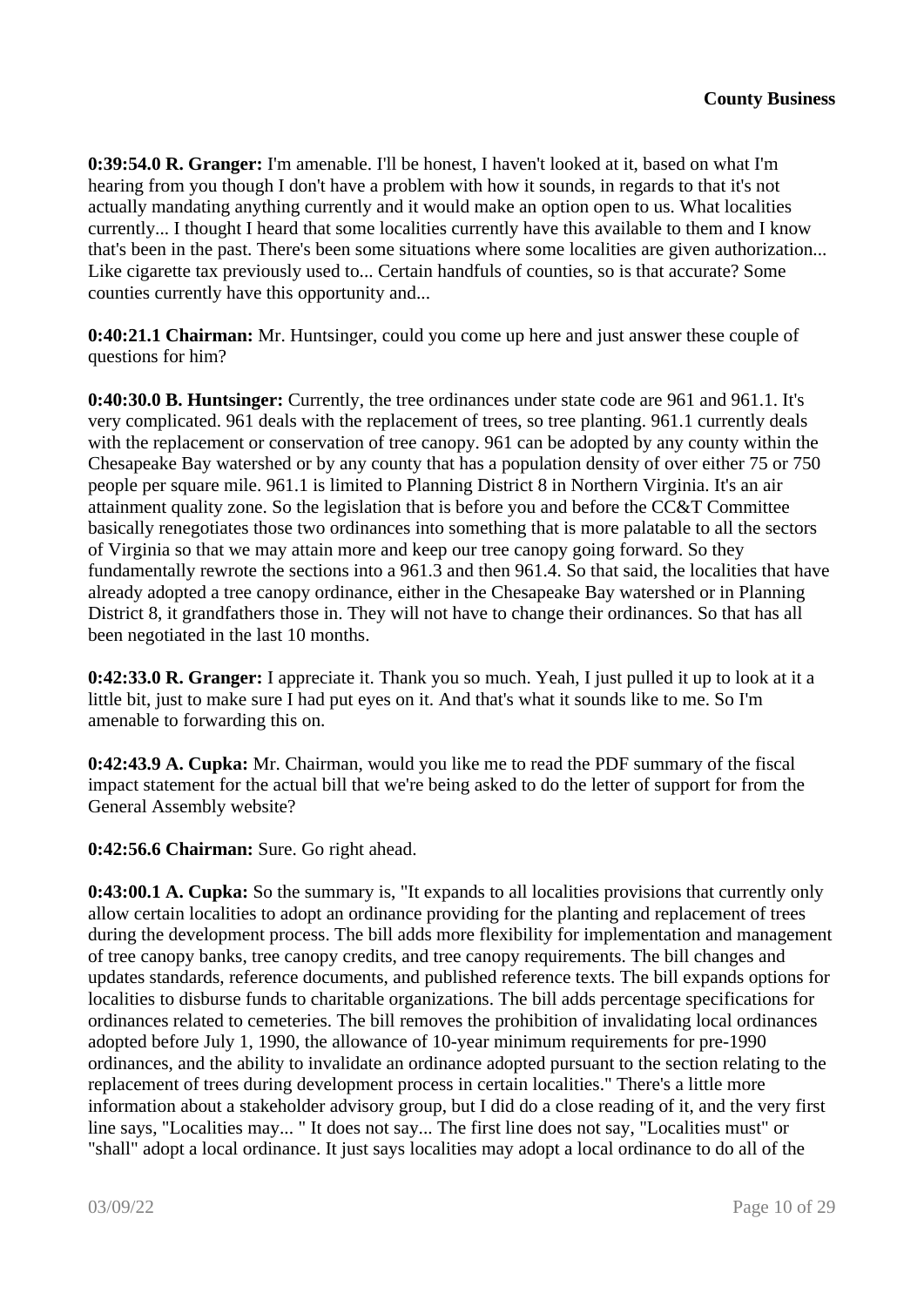**0:39:54.0 R. Granger:** I'm amenable. I'll be honest, I haven't looked at it, based on what I'm hearing from you though I don't have a problem with how it sounds, in regards to that it's not actually mandating anything currently and it would make an option open to us. What localities currently... I thought I heard that some localities currently have this available to them and I know that's been in the past. There's been some situations where some localities are given authorization... Like cigarette tax previously used to... Certain handfuls of counties, so is that accurate? Some counties currently have this opportunity and...

**0:40:21.1 Chairman:** Mr. Huntsinger, could you come up here and just answer these couple of questions for him?

**0:40:30.0 B. Huntsinger:** Currently, the tree ordinances under state code are 961 and 961.1. It's very complicated. 961 deals with the replacement of trees, so tree planting. 961.1 currently deals with the replacement or conservation of tree canopy. 961 can be adopted by any county within the Chesapeake Bay watershed or by any county that has a population density of over either 75 or 750 people per square mile. 961.1 is limited to Planning District 8 in Northern Virginia. It's an air attainment quality zone. So the legislation that is before you and before the CC&T Committee basically renegotiates those two ordinances into something that is more palatable to all the sectors of Virginia so that we may attain more and keep our tree canopy going forward. So they fundamentally rewrote the sections into a 961.3 and then 961.4. So that said, the localities that have already adopted a tree canopy ordinance, either in the Chesapeake Bay watershed or in Planning District 8, it grandfathers those in. They will not have to change their ordinances. So that has all been negotiated in the last 10 months.

**0:42:33.0 R. Granger:** I appreciate it. Thank you so much. Yeah, I just pulled it up to look at it a little bit, just to make sure I had put eyes on it. And that's what it sounds like to me. So I'm amenable to forwarding this on.

**0:42:43.9 A. Cupka:** Mr. Chairman, would you like me to read the PDF summary of the fiscal impact statement for the actual bill that we're being asked to do the letter of support for from the General Assembly website?

**0:42:56.6 Chairman:** Sure. Go right ahead.

**0:43:00.1 A. Cupka:** So the summary is, "It expands to all localities provisions that currently only allow certain localities to adopt an ordinance providing for the planting and replacement of trees during the development process. The bill adds more flexibility for implementation and management of tree canopy banks, tree canopy credits, and tree canopy requirements. The bill changes and updates standards, reference documents, and published reference texts. The bill expands options for localities to disburse funds to charitable organizations. The bill adds percentage specifications for ordinances related to cemeteries. The bill removes the prohibition of invalidating local ordinances adopted before July 1, 1990, the allowance of 10-year minimum requirements for pre-1990 ordinances, and the ability to invalidate an ordinance adopted pursuant to the section relating to the replacement of trees during development process in certain localities." There's a little more information about a stakeholder advisory group, but I did do a close reading of it, and the very first line says, "Localities may... " It does not say... The first line does not say, "Localities must" or "shall" adopt a local ordinance. It just says localities may adopt a local ordinance to do all of the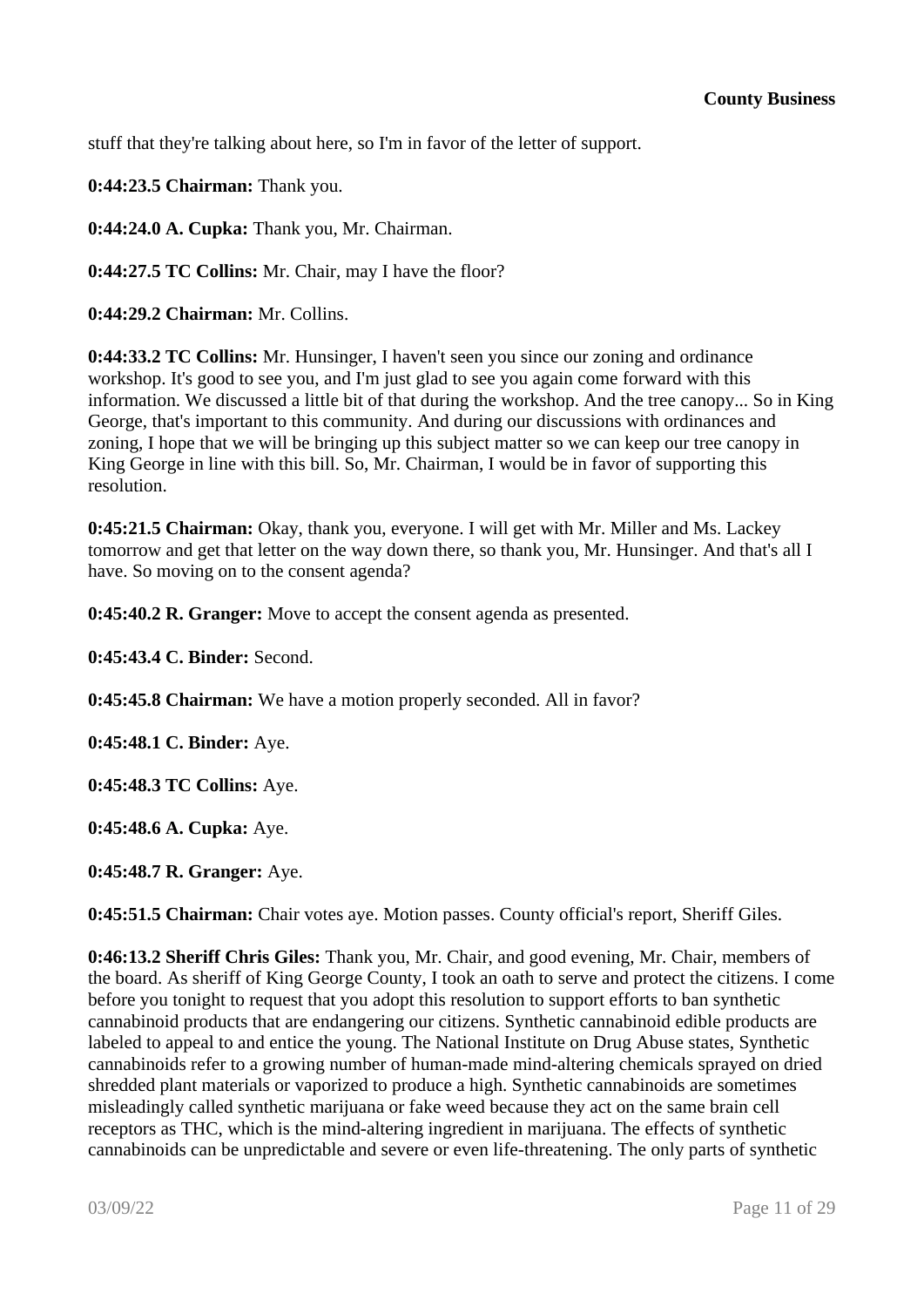stuff that they're talking about here, so I'm in favor of the letter of support.

**0:44:23.5 Chairman:** Thank you.

**0:44:24.0 A. Cupka:** Thank you, Mr. Chairman.

**0:44:27.5 TC Collins:** Mr. Chair, may I have the floor?

**0:44:29.2 Chairman:** Mr. Collins.

**0:44:33.2 TC Collins:** Mr. Hunsinger, I haven't seen you since our zoning and ordinance workshop. It's good to see you, and I'm just glad to see you again come forward with this information. We discussed a little bit of that during the workshop. And the tree canopy... So in King George, that's important to this community. And during our discussions with ordinances and zoning, I hope that we will be bringing up this subject matter so we can keep our tree canopy in King George in line with this bill. So, Mr. Chairman, I would be in favor of supporting this resolution.

**0:45:21.5 Chairman:** Okay, thank you, everyone. I will get with Mr. Miller and Ms. Lackey tomorrow and get that letter on the way down there, so thank you, Mr. Hunsinger. And that's all I have. So moving on to the consent agenda?

**0:45:40.2 R. Granger:** Move to accept the consent agenda as presented.

**0:45:43.4 C. Binder:** Second.

**0:45:45.8 Chairman:** We have a motion properly seconded. All in favor?

**0:45:48.1 C. Binder:** Aye.

**0:45:48.3 TC Collins:** Aye.

**0:45:48.6 A. Cupka:** Aye.

**0:45:48.7 R. Granger:** Aye.

**0:45:51.5 Chairman:** Chair votes aye. Motion passes. County official's report, Sheriff Giles.

**0:46:13.2 Sheriff Chris Giles:** Thank you, Mr. Chair, and good evening, Mr. Chair, members of the board. As sheriff of King George County, I took an oath to serve and protect the citizens. I come before you tonight to request that you adopt this resolution to support efforts to ban synthetic cannabinoid products that are endangering our citizens. Synthetic cannabinoid edible products are labeled to appeal to and entice the young. The National Institute on Drug Abuse states, Synthetic cannabinoids refer to a growing number of human-made mind-altering chemicals sprayed on dried shredded plant materials or vaporized to produce a high. Synthetic cannabinoids are sometimes misleadingly called synthetic marijuana or fake weed because they act on the same brain cell receptors as THC, which is the mind-altering ingredient in marijuana. The effects of synthetic cannabinoids can be unpredictable and severe or even life-threatening. The only parts of synthetic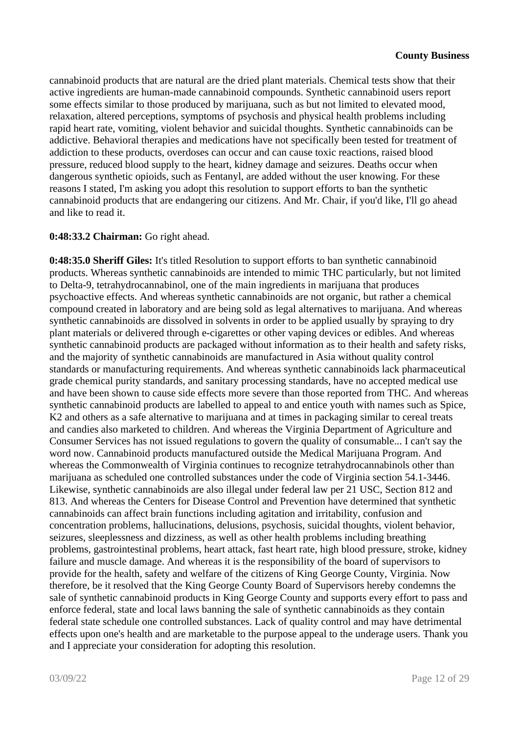cannabinoid products that are natural are the dried plant materials. Chemical tests show that their active ingredients are human-made cannabinoid compounds. Synthetic cannabinoid users report some effects similar to those produced by marijuana, such as but not limited to elevated mood, relaxation, altered perceptions, symptoms of psychosis and physical health problems including rapid heart rate, vomiting, violent behavior and suicidal thoughts. Synthetic cannabinoids can be addictive. Behavioral therapies and medications have not specifically been tested for treatment of addiction to these products, overdoses can occur and can cause toxic reactions, raised blood pressure, reduced blood supply to the heart, kidney damage and seizures. Deaths occur when dangerous synthetic opioids, such as Fentanyl, are added without the user knowing. For these reasons I stated, I'm asking you adopt this resolution to support efforts to ban the synthetic cannabinoid products that are endangering our citizens. And Mr. Chair, if you'd like, I'll go ahead and like to read it.

**0:48:33.2 Chairman:** Go right ahead.

**0:48:35.0 Sheriff Giles:** It's titled Resolution to support efforts to ban synthetic cannabinoid products. Whereas synthetic cannabinoids are intended to mimic THC particularly, but not limited to Delta-9, tetrahydrocannabinol, one of the main ingredients in marijuana that produces psychoactive effects. And whereas synthetic cannabinoids are not organic, but rather a chemical compound created in laboratory and are being sold as legal alternatives to marijuana. And whereas synthetic cannabinoids are dissolved in solvents in order to be applied usually by spraying to dry plant materials or delivered through e-cigarettes or other vaping devices or edibles. And whereas synthetic cannabinoid products are packaged without information as to their health and safety risks, and the majority of synthetic cannabinoids are manufactured in Asia without quality control standards or manufacturing requirements. And whereas synthetic cannabinoids lack pharmaceutical grade chemical purity standards, and sanitary processing standards, have no accepted medical use and have been shown to cause side effects more severe than those reported from THC. And whereas synthetic cannabinoid products are labelled to appeal to and entice youth with names such as Spice, K2 and others as a safe alternative to marijuana and at times in packaging similar to cereal treats and candies also marketed to children. And whereas the Virginia Department of Agriculture and Consumer Services has not issued regulations to govern the quality of consumable... I can't say the word now. Cannabinoid products manufactured outside the Medical Marijuana Program. And whereas the Commonwealth of Virginia continues to recognize tetrahydrocannabinols other than marijuana as scheduled one controlled substances under the code of Virginia section 54.1-3446. Likewise, synthetic cannabinoids are also illegal under federal law per 21 USC, Section 812 and 813. And whereas the Centers for Disease Control and Prevention have determined that synthetic cannabinoids can affect brain functions including agitation and irritability, confusion and concentration problems, hallucinations, delusions, psychosis, suicidal thoughts, violent behavior, seizures, sleeplessness and dizziness, as well as other health problems including breathing problems, gastrointestinal problems, heart attack, fast heart rate, high blood pressure, stroke, kidney failure and muscle damage. And whereas it is the responsibility of the board of supervisors to provide for the health, safety and welfare of the citizens of King George County, Virginia. Now therefore, be it resolved that the King George County Board of Supervisors hereby condemns the sale of synthetic cannabinoid products in King George County and supports every effort to pass and enforce federal, state and local laws banning the sale of synthetic cannabinoids as they contain federal state schedule one controlled substances. Lack of quality control and may have detrimental effects upon one's health and are marketable to the purpose appeal to the underage users. Thank you and I appreciate your consideration for adopting this resolution.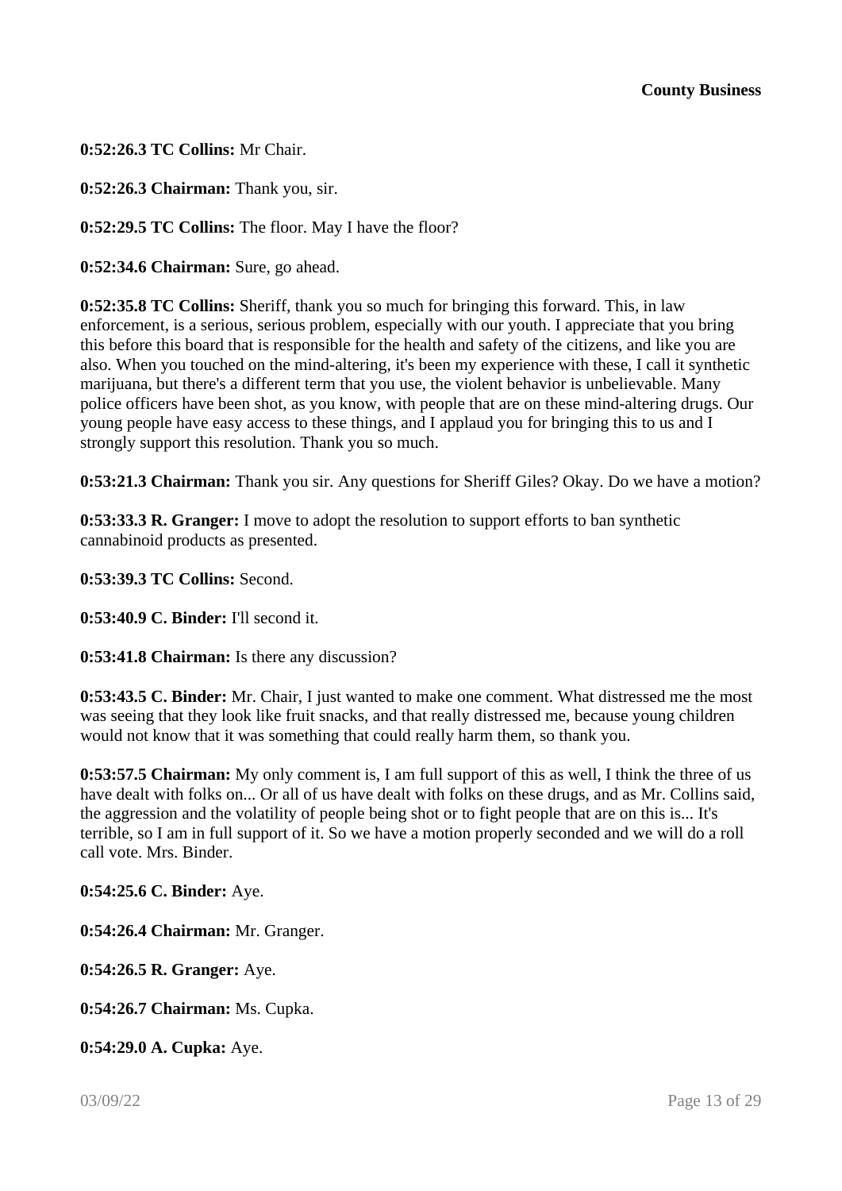**0:52:26.3 TC Collins:** Mr Chair.

**0:52:26.3 Chairman:** Thank you, sir.

**0:52:29.5 TC Collins:** The floor. May I have the floor?

**0:52:34.6 Chairman:** Sure, go ahead.

**0:52:35.8 TC Collins:** Sheriff, thank you so much for bringing this forward. This, in law enforcement, is a serious, serious problem, especially with our youth. I appreciate that you bring this before this board that is responsible for the health and safety of the citizens, and like you are also. When you touched on the mind-altering, it's been my experience with these, I call it synthetic marijuana, but there's a different term that you use, the violent behavior is unbelievable. Many police officers have been shot, as you know, with people that are on these mind-altering drugs. Our young people have easy access to these things, and I applaud you for bringing this to us and I strongly support this resolution. Thank you so much.

**0:53:21.3 Chairman:** Thank you sir. Any questions for Sheriff Giles? Okay. Do we have a motion?

**0:53:33.3 R. Granger:** I move to adopt the resolution to support efforts to ban synthetic cannabinoid products as presented.

**0:53:39.3 TC Collins:** Second.

**0:53:40.9 C. Binder:** I'll second it.

**0:53:41.8 Chairman:** Is there any discussion?

**0:53:43.5 C. Binder:** Mr. Chair, I just wanted to make one comment. What distressed me the most was seeing that they look like fruit snacks, and that really distressed me, because young children would not know that it was something that could really harm them, so thank you.

**0:53:57.5 Chairman:** My only comment is, I am full support of this as well, I think the three of us have dealt with folks on... Or all of us have dealt with folks on these drugs, and as Mr. Collins said, the aggression and the volatility of people being shot or to fight people that are on this is... It's terrible, so I am in full support of it. So we have a motion properly seconded and we will do a roll call vote. Mrs. Binder.

**0:54:25.6 C. Binder:** Aye.

**0:54:26.4 Chairman:** Mr. Granger.

**0:54:26.5 R. Granger:** Aye.

**0:54:26.7 Chairman:** Ms. Cupka.

**0:54:29.0 A. Cupka:** Aye.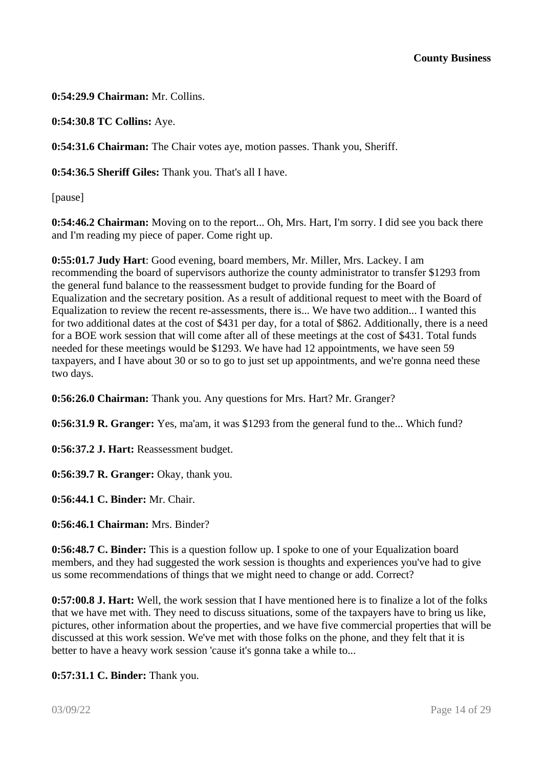**0:54:29.9 Chairman:** Mr. Collins.

**0:54:30.8 TC Collins:** Aye.

**0:54:31.6 Chairman:** The Chair votes aye, motion passes. Thank you, Sheriff.

**0:54:36.5 Sheriff Giles:** Thank you. That's all I have.

[pause]

**0:54:46.2 Chairman:** Moving on to the report... Oh, Mrs. Hart, I'm sorry. I did see you back there and I'm reading my piece of paper. Come right up.

**0:55:01.7 Judy Hart**: Good evening, board members, Mr. Miller, Mrs. Lackey. I am recommending the board of supervisors authorize the county administrator to transfer $1293 from the general fund balance to the reassessment budget to provide funding for the Board of Equalization and the secretary position. As a result of additional request to meet with the Board of Equalization to review the recent re-assessments, there is... We have two addition... I wanted this for two additional dates at the cost of $431 per day, for a total of $862. Additionally, there is a need for a BOE work session that will come after all of these meetings at the cost of $431. Total funds needed for these meetings would be $1293. We have had 12 appointments, we have seen 59 taxpayers, and I have about 30 or so to go to just set up appointments, and we're gonna need these two days.

**0:56:26.0 Chairman:** Thank you. Any questions for Mrs. Hart? Mr. Granger?

**0:56:31.9 R. Granger:** Yes, ma'am, it was $1293 from the general fund to the... Which fund?

**0:56:37.2 J. Hart:** Reassessment budget.

**0:56:39.7 R. Granger:** Okay, thank you.

**0:56:44.1 C. Binder:** Mr. Chair.

**0:56:46.1 Chairman:** Mrs. Binder?

**0:56:48.7 C. Binder:** This is a question follow up. I spoke to one of your Equalization board members, and they had suggested the work session is thoughts and experiences you've had to give us some recommendations of things that we might need to change or add. Correct?

**0:57:00.8 J. Hart:** Well, the work session that I have mentioned here is to finalize a lot of the folks that we have met with. They need to discuss situations, some of the taxpayers have to bring us like, pictures, other information about the properties, and we have five commercial properties that will be discussed at this work session. We've met with those folks on the phone, and they felt that it is better to have a heavy work session 'cause it's gonna take a while to...

**0:57:31.1 C. Binder:** Thank you.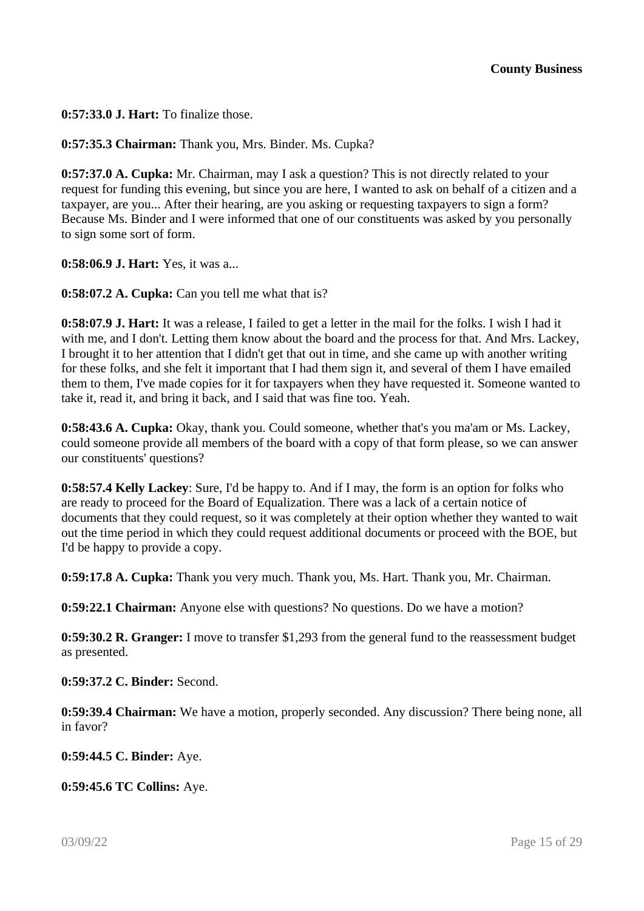**0:57:33.0 J. Hart:** To finalize those.

**0:57:35.3 Chairman:** Thank you, Mrs. Binder. Ms. Cupka?

**0:57:37.0 A. Cupka:** Mr. Chairman, may I ask a question? This is not directly related to your request for funding this evening, but since you are here, I wanted to ask on behalf of a citizen and a taxpayer, are you... After their hearing, are you asking or requesting taxpayers to sign a form? Because Ms. Binder and I were informed that one of our constituents was asked by you personally to sign some sort of form.

**0:58:06.9 J. Hart:** Yes, it was a...

**0:58:07.2 A. Cupka:** Can you tell me what that is?

**0:58:07.9 J. Hart:** It was a release, I failed to get a letter in the mail for the folks. I wish I had it with me, and I don't. Letting them know about the board and the process for that. And Mrs. Lackey, I brought it to her attention that I didn't get that out in time, and she came up with another writing for these folks, and she felt it important that I had them sign it, and several of them I have emailed them to them, I've made copies for it for taxpayers when they have requested it. Someone wanted to take it, read it, and bring it back, and I said that was fine too. Yeah.

**0:58:43.6 A. Cupka:** Okay, thank you. Could someone, whether that's you ma'am or Ms. Lackey, could someone provide all members of the board with a copy of that form please, so we can answer our constituents' questions?

**0:58:57.4 Kelly Lackey**: Sure, I'd be happy to. And if I may, the form is an option for folks who are ready to proceed for the Board of Equalization. There was a lack of a certain notice of documents that they could request, so it was completely at their option whether they wanted to wait out the time period in which they could request additional documents or proceed with the BOE, but I'd be happy to provide a copy.

**0:59:17.8 A. Cupka:** Thank you very much. Thank you, Ms. Hart. Thank you, Mr. Chairman.

**0:59:22.1 Chairman:** Anyone else with questions? No questions. Do we have a motion?

**0:59:30.2 R. Granger:** I move to transfer $1,293 from the general fund to the reassessment budget as presented.

**0:59:37.2 C. Binder:** Second.

**0:59:39.4 Chairman:** We have a motion, properly seconded. Any discussion? There being none, all in favor?

**0:59:44.5 C. Binder:** Aye.

**0:59:45.6 TC Collins:** Aye.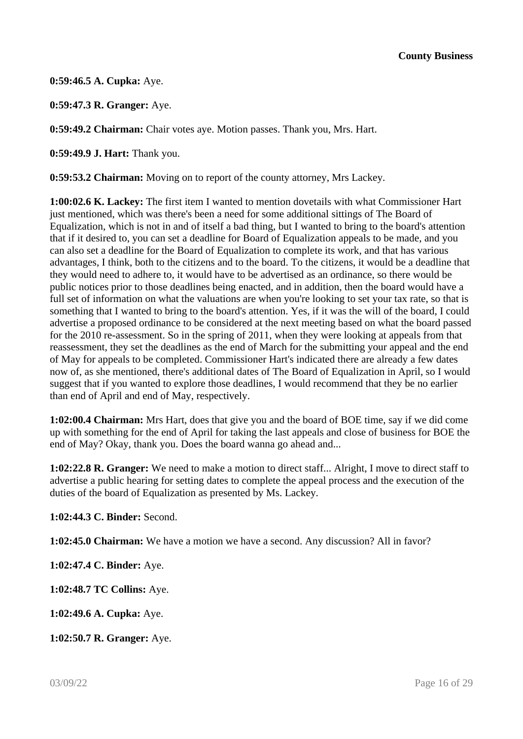**0:59:46.5 A. Cupka:** Aye.

**0:59:47.3 R. Granger:** Aye.

**0:59:49.2 Chairman:** Chair votes aye. Motion passes. Thank you, Mrs. Hart.

**0:59:49.9 J. Hart:** Thank you.

**0:59:53.2 Chairman:** Moving on to report of the county attorney, Mrs Lackey.

**1:00:02.6 K. Lackey:** The first item I wanted to mention dovetails with what Commissioner Hart just mentioned, which was there's been a need for some additional sittings of The Board of Equalization, which is not in and of itself a bad thing, but I wanted to bring to the board's attention that if it desired to, you can set a deadline for Board of Equalization appeals to be made, and you can also set a deadline for the Board of Equalization to complete its work, and that has various advantages, I think, both to the citizens and to the board. To the citizens, it would be a deadline that they would need to adhere to, it would have to be advertised as an ordinance, so there would be public notices prior to those deadlines being enacted, and in addition, then the board would have a full set of information on what the valuations are when you're looking to set your tax rate, so that is something that I wanted to bring to the board's attention. Yes, if it was the will of the board, I could advertise a proposed ordinance to be considered at the next meeting based on what the board passed for the 2010 re-assessment. So in the spring of 2011, when they were looking at appeals from that reassessment, they set the deadlines as the end of March for the submitting your appeal and the end of May for appeals to be completed. Commissioner Hart's indicated there are already a few dates now of, as she mentioned, there's additional dates of The Board of Equalization in April, so I would suggest that if you wanted to explore those deadlines, I would recommend that they be no earlier than end of April and end of May, respectively.

**1:02:00.4 Chairman:** Mrs Hart, does that give you and the board of BOE time, say if we did come up with something for the end of April for taking the last appeals and close of business for BOE the end of May? Okay, thank you. Does the board wanna go ahead and...

**1:02:22.8 R. Granger:** We need to make a motion to direct staff... Alright, I move to direct staff to advertise a public hearing for setting dates to complete the appeal process and the execution of the duties of the board of Equalization as presented by Ms. Lackey.

**1:02:44.3 C. Binder:** Second.

**1:02:45.0 Chairman:** We have a motion we have a second. Any discussion? All in favor?

**1:02:47.4 C. Binder:** Aye.

**1:02:48.7 TC Collins:** Aye.

**1:02:49.6 A. Cupka:** Aye.

**1:02:50.7 R. Granger:** Aye.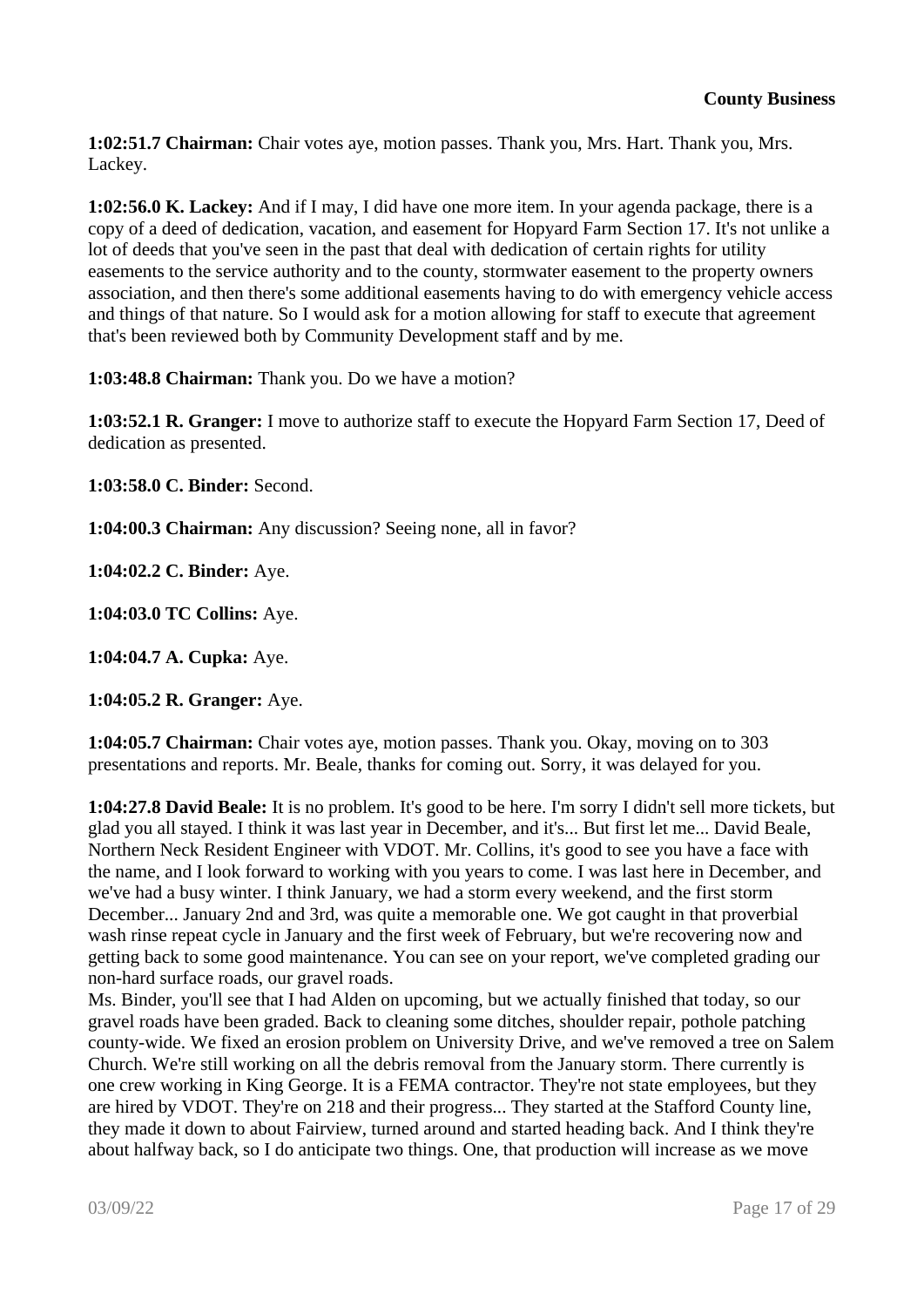**1:02:51.7 Chairman:** Chair votes aye, motion passes. Thank you, Mrs. Hart. Thank you, Mrs. Lackey.

**1:02:56.0 K. Lackey:** And if I may, I did have one more item. In your agenda package, there is a copy of a deed of dedication, vacation, and easement for Hopyard Farm Section 17. It's not unlike a lot of deeds that you've seen in the past that deal with dedication of certain rights for utility easements to the service authority and to the county, stormwater easement to the property owners association, and then there's some additional easements having to do with emergency vehicle access and things of that nature. So I would ask for a motion allowing for staff to execute that agreement that's been reviewed both by Community Development staff and by me.

**1:03:48.8 Chairman:** Thank you. Do we have a motion?

**1:03:52.1 R. Granger:** I move to authorize staff to execute the Hopyard Farm Section 17, Deed of dedication as presented.

**1:03:58.0 C. Binder:** Second.

**1:04:00.3 Chairman:** Any discussion? Seeing none, all in favor?

**1:04:02.2 C. Binder:** Aye.

**1:04:03.0 TC Collins:** Aye.

**1:04:04.7 A. Cupka:** Aye.

**1:04:05.2 R. Granger:** Aye.

**1:04:05.7 Chairman:** Chair votes aye, motion passes. Thank you. Okay, moving on to 303 presentations and reports. Mr. Beale, thanks for coming out. Sorry, it was delayed for you.

**1:04:27.8 David Beale:** It is no problem. It's good to be here. I'm sorry I didn't sell more tickets, but glad you all stayed. I think it was last year in December, and it's... But first let me... David Beale, Northern Neck Resident Engineer with VDOT. Mr. Collins, it's good to see you have a face with the name, and I look forward to working with you years to come. I was last here in December, and we've had a busy winter. I think January, we had a storm every weekend, and the first storm December... January 2nd and 3rd, was quite a memorable one. We got caught in that proverbial wash rinse repeat cycle in January and the first week of February, but we're recovering now and getting back to some good maintenance. You can see on your report, we've completed grading our non-hard surface roads, our gravel roads.
Ms. Binder, you'll see that I had Alden on upcoming, but we actually finished that today, so our gravel roads have been graded. Back to cleaning some ditches, shoulder repair, pothole patching county-wide. We fixed an erosion problem on University Drive, and we've removed a tree on Salem Church. We're still working on all the debris removal from the January storm. There currently is one crew working in King George. It is a FEMA contractor. They're not state employees, but they are hired by VDOT. They're on 218 and their progress... They started at the Stafford County line, they made it down to about Fairview, turned around and started heading back. And I think they're about halfway back, so I do anticipate two things. One, that production will increase as we move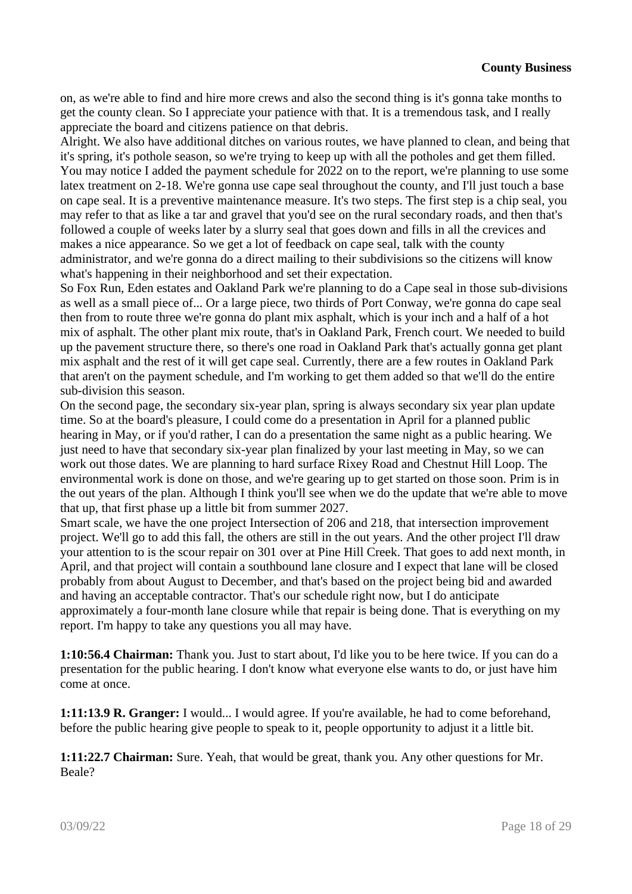on, as we're able to find and hire more crews and also the second thing is it's gonna take months to get the county clean. So I appreciate your patience with that. It is a tremendous task, and I really appreciate the board and citizens patience on that debris.

Alright. We also have additional ditches on various routes, we have planned to clean, and being that it's spring, it's pothole season, so we're trying to keep up with all the potholes and get them filled. You may notice I added the payment schedule for 2022 on to the report, we're planning to use some latex treatment on 2-18. We're gonna use cape seal throughout the county, and I'll just touch a base on cape seal. It is a preventive maintenance measure. It's two steps. The first step is a chip seal, you may refer to that as like a tar and gravel that you'd see on the rural secondary roads, and then that's followed a couple of weeks later by a slurry seal that goes down and fills in all the crevices and makes a nice appearance. So we get a lot of feedback on cape seal, talk with the county administrator, and we're gonna do a direct mailing to their subdivisions so the citizens will know what's happening in their neighborhood and set their expectation.

So Fox Run, Eden estates and Oakland Park we're planning to do a Cape seal in those sub-divisions as well as a small piece of... Or a large piece, two thirds of Port Conway, we're gonna do cape seal then from to route three we're gonna do plant mix asphalt, which is your inch and a half of a hot mix of asphalt. The other plant mix route, that's in Oakland Park, French court. We needed to build up the pavement structure there, so there's one road in Oakland Park that's actually gonna get plant mix asphalt and the rest of it will get cape seal. Currently, there are a few routes in Oakland Park that aren't on the payment schedule, and I'm working to get them added so that we'll do the entire sub-division this season.

On the second page, the secondary six-year plan, spring is always secondary six year plan update time. So at the board's pleasure, I could come do a presentation in April for a planned public hearing in May, or if you'd rather, I can do a presentation the same night as a public hearing. We just need to have that secondary six-year plan finalized by your last meeting in May, so we can work out those dates. We are planning to hard surface Rixey Road and Chestnut Hill Loop. The environmental work is done on those, and we're gearing up to get started on those soon. Prim is in the out years of the plan. Although I think you'll see when we do the update that we're able to move that up, that first phase up a little bit from summer 2027.

Smart scale, we have the one project Intersection of 206 and 218, that intersection improvement project. We'll go to add this fall, the others are still in the out years. And the other project I'll draw your attention to is the scour repair on 301 over at Pine Hill Creek. That goes to add next month, in April, and that project will contain a southbound lane closure and I expect that lane will be closed probably from about August to December, and that's based on the project being bid and awarded and having an acceptable contractor. That's our schedule right now, but I do anticipate approximately a four-month lane closure while that repair is being done. That is everything on my report. I'm happy to take any questions you all may have.

**1:10:56.4 Chairman:** Thank you. Just to start about, I'd like you to be here twice. If you can do a presentation for the public hearing. I don't know what everyone else wants to do, or just have him come at once.

**1:11:13.9 R. Granger:** I would... I would agree. If you're available, he had to come beforehand, before the public hearing give people to speak to it, people opportunity to adjust it a little bit.

**1:11:22.7 Chairman:** Sure. Yeah, that would be great, thank you. Any other questions for Mr. Beale?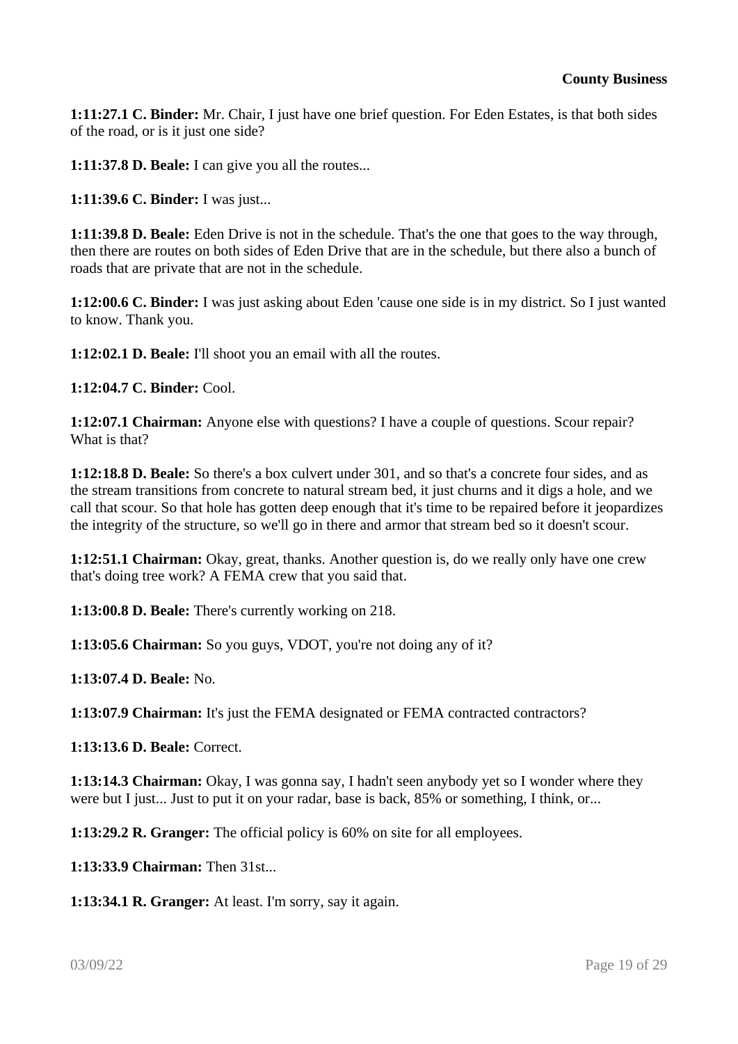**1:11:27.1 C. Binder:** Mr. Chair, I just have one brief question. For Eden Estates, is that both sides of the road, or is it just one side?

**1:11:37.8 D. Beale:** I can give you all the routes...

**1:11:39.6 C. Binder:** I was just...

**1:11:39.8 D. Beale:** Eden Drive is not in the schedule. That's the one that goes to the way through, then there are routes on both sides of Eden Drive that are in the schedule, but there also a bunch of roads that are private that are not in the schedule.

**1:12:00.6 C. Binder:** I was just asking about Eden 'cause one side is in my district. So I just wanted to know. Thank you.

**1:12:02.1 D. Beale:** I'll shoot you an email with all the routes.

**1:12:04.7 C. Binder:** Cool.

**1:12:07.1 Chairman:** Anyone else with questions? I have a couple of questions. Scour repair? What is that?

**1:12:18.8 D. Beale:** So there's a box culvert under 301, and so that's a concrete four sides, and as the stream transitions from concrete to natural stream bed, it just churns and it digs a hole, and we call that scour. So that hole has gotten deep enough that it's time to be repaired before it jeopardizes the integrity of the structure, so we'll go in there and armor that stream bed so it doesn't scour.

**1:12:51.1 Chairman:** Okay, great, thanks. Another question is, do we really only have one crew that's doing tree work? A FEMA crew that you said that.

**1:13:00.8 D. Beale:** There's currently working on 218.

**1:13:05.6 Chairman:** So you guys, VDOT, you're not doing any of it?

**1:13:07.4 D. Beale:** No.

**1:13:07.9 Chairman:** It's just the FEMA designated or FEMA contracted contractors?

**1:13:13.6 D. Beale:** Correct.

**1:13:14.3 Chairman:** Okay, I was gonna say, I hadn't seen anybody yet so I wonder where they were but I just... Just to put it on your radar, base is back, 85% or something, I think, or...

**1:13:29.2 R. Granger:** The official policy is 60% on site for all employees.

**1:13:33.9 Chairman:** Then 31st...

**1:13:34.1 R. Granger:** At least. I'm sorry, say it again.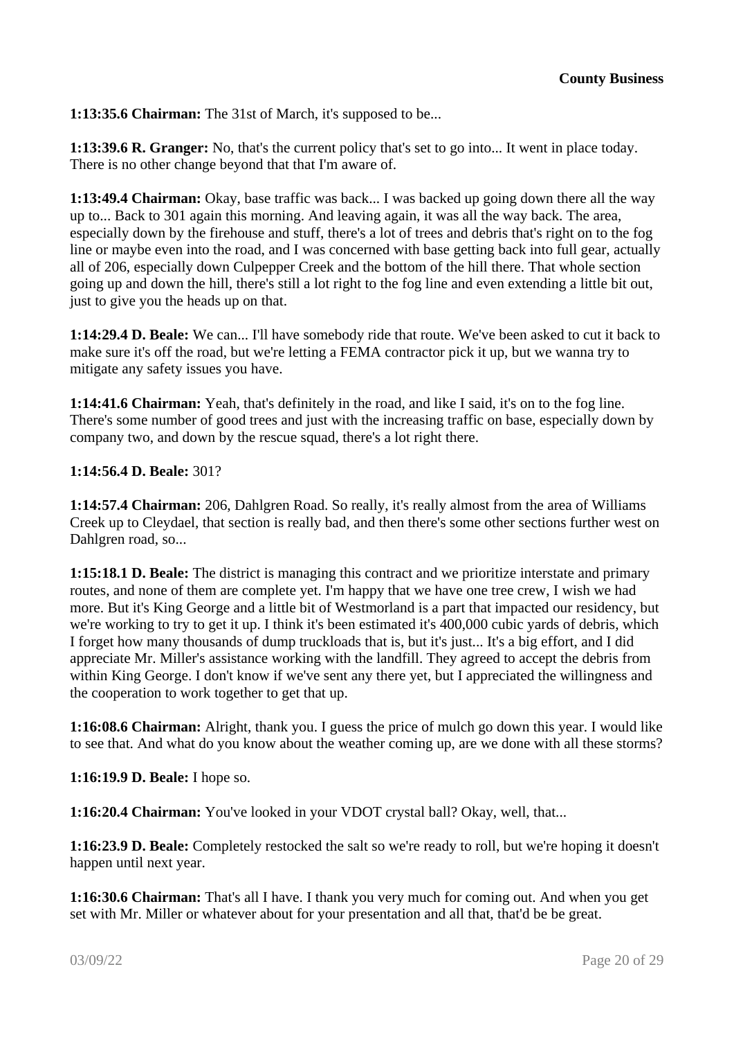**1:13:35.6 Chairman:** The 31st of March, it's supposed to be...

**1:13:39.6 R. Granger:** No, that's the current policy that's set to go into... It went in place today. There is no other change beyond that that I'm aware of.

**1:13:49.4 Chairman:** Okay, base traffic was back... I was backed up going down there all the way up to... Back to 301 again this morning. And leaving again, it was all the way back. The area, especially down by the firehouse and stuff, there's a lot of trees and debris that's right on to the fog line or maybe even into the road, and I was concerned with base getting back into full gear, actually all of 206, especially down Culpepper Creek and the bottom of the hill there. That whole section going up and down the hill, there's still a lot right to the fog line and even extending a little bit out, just to give you the heads up on that.

**1:14:29.4 D. Beale:** We can... I'll have somebody ride that route. We've been asked to cut it back to make sure it's off the road, but we're letting a FEMA contractor pick it up, but we wanna try to mitigate any safety issues you have.

**1:14:41.6 Chairman:** Yeah, that's definitely in the road, and like I said, it's on to the fog line. There's some number of good trees and just with the increasing traffic on base, especially down by company two, and down by the rescue squad, there's a lot right there.

**1:14:56.4 D. Beale:** 301?

**1:14:57.4 Chairman:** 206, Dahlgren Road. So really, it's really almost from the area of Williams Creek up to Cleydael, that section is really bad, and then there's some other sections further west on Dahlgren road, so...

**1:15:18.1 D. Beale:** The district is managing this contract and we prioritize interstate and primary routes, and none of them are complete yet. I'm happy that we have one tree crew, I wish we had more. But it's King George and a little bit of Westmorland is a part that impacted our residency, but we're working to try to get it up. I think it's been estimated it's 400,000 cubic yards of debris, which I forget how many thousands of dump truckloads that is, but it's just... It's a big effort, and I did appreciate Mr. Miller's assistance working with the landfill. They agreed to accept the debris from within King George. I don't know if we've sent any there yet, but I appreciated the willingness and the cooperation to work together to get that up.

**1:16:08.6 Chairman:** Alright, thank you. I guess the price of mulch go down this year. I would like to see that. And what do you know about the weather coming up, are we done with all these storms?

**1:16:19.9 D. Beale:** I hope so.

**1:16:20.4 Chairman:** You've looked in your VDOT crystal ball? Okay, well, that...

**1:16:23.9 D. Beale:** Completely restocked the salt so we're ready to roll, but we're hoping it doesn't happen until next year.

**1:16:30.6 Chairman:** That's all I have. I thank you very much for coming out. And when you get set with Mr. Miller or whatever about for your presentation and all that, that'd be be great.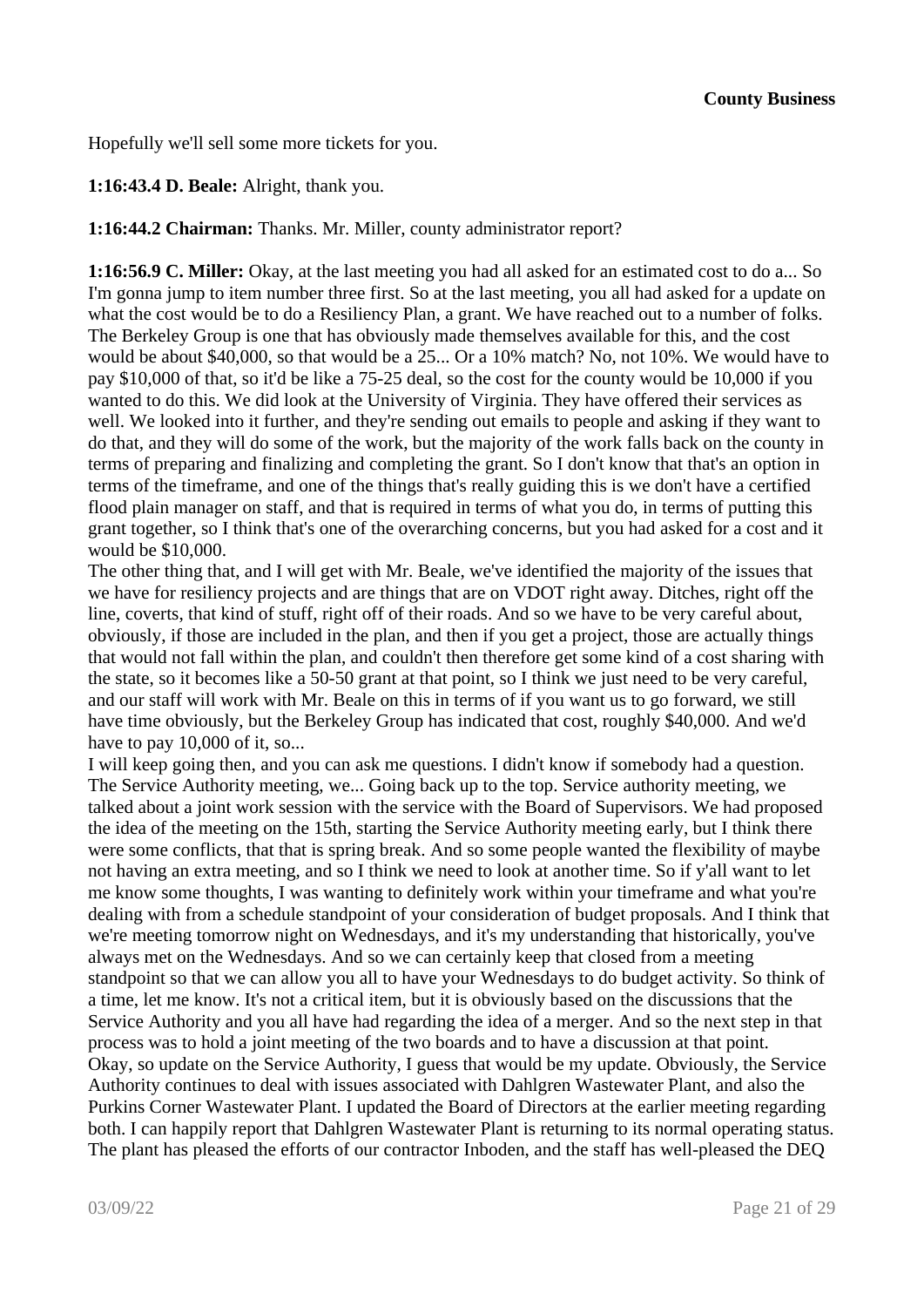Hopefully we'll sell some more tickets for you.

**1:16:43.4 D. Beale:** Alright, thank you.

**1:16:44.2 Chairman:** Thanks. Mr. Miller, county administrator report?

**1:16:56.9 C. Miller:** Okay, at the last meeting you had all asked for an estimated cost to do a... So I'm gonna jump to item number three first. So at the last meeting, you all had asked for a update on what the cost would be to do a Resiliency Plan, a grant. We have reached out to a number of folks. The Berkeley Group is one that has obviously made themselves available for this, and the cost would be about $40,000, so that would be a 25... Or a 10% match? No, not 10%. We would have to pay $10,000 of that, so it'd be like a 75-25 deal, so the cost for the county would be 10,000 if you wanted to do this. We did look at the University of Virginia. They have offered their services as well. We looked into it further, and they're sending out emails to people and asking if they want to do that, and they will do some of the work, but the majority of the work falls back on the county in terms of preparing and finalizing and completing the grant. So I don't know that that's an option in terms of the timeframe, and one of the things that's really guiding this is we don't have a certified flood plain manager on staff, and that is required in terms of what you do, in terms of putting this grant together, so I think that's one of the overarching concerns, but you had asked for a cost and it would be $10,000.

The other thing that, and I will get with Mr. Beale, we've identified the majority of the issues that we have for resiliency projects and are things that are on VDOT right away. Ditches, right off the line, coverts, that kind of stuff, right off of their roads. And so we have to be very careful about, obviously, if those are included in the plan, and then if you get a project, those are actually things that would not fall within the plan, and couldn't then therefore get some kind of a cost sharing with the state, so it becomes like a 50-50 grant at that point, so I think we just need to be very careful, and our staff will work with Mr. Beale on this in terms of if you want us to go forward, we still have time obviously, but the Berkeley Group has indicated that cost, roughly $40,000. And we'd have to pay 10,000 of it, so...

I will keep going then, and you can ask me questions. I didn't know if somebody had a question. The Service Authority meeting, we... Going back up to the top. Service authority meeting, we talked about a joint work session with the service with the Board of Supervisors. We had proposed the idea of the meeting on the 15th, starting the Service Authority meeting early, but I think there were some conflicts, that that is spring break. And so some people wanted the flexibility of maybe not having an extra meeting, and so I think we need to look at another time. So if y'all want to let me know some thoughts, I was wanting to definitely work within your timeframe and what you're dealing with from a schedule standpoint of your consideration of budget proposals. And I think that we're meeting tomorrow night on Wednesdays, and it's my understanding that historically, you've always met on the Wednesdays. And so we can certainly keep that closed from a meeting standpoint so that we can allow you all to have your Wednesdays to do budget activity. So think of a time, let me know. It's not a critical item, but it is obviously based on the discussions that the Service Authority and you all have had regarding the idea of a merger. And so the next step in that process was to hold a joint meeting of the two boards and to have a discussion at that point.

Okay, so update on the Service Authority, I guess that would be my update. Obviously, the Service Authority continues to deal with issues associated with Dahlgren Wastewater Plant, and also the Purkins Corner Wastewater Plant. I updated the Board of Directors at the earlier meeting regarding both. I can happily report that Dahlgren Wastewater Plant is returning to its normal operating status. The plant has pleased the efforts of our contractor Inboden, and the staff has well-pleased the DEQ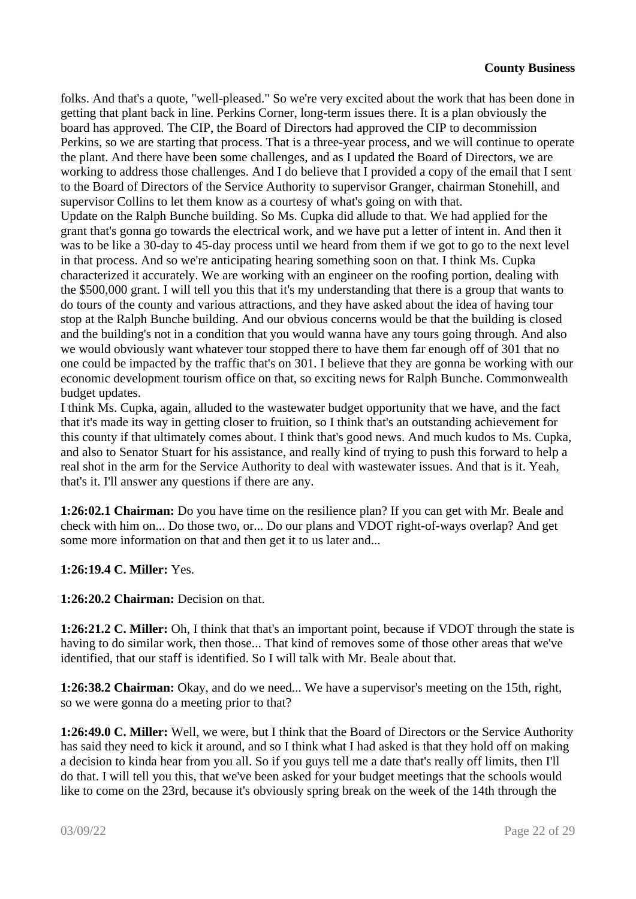folks. And that's a quote, "well-pleased." So we're very excited about the work that has been done in getting that plant back in line. Perkins Corner, long-term issues there. It is a plan obviously the board has approved. The CIP, the Board of Directors had approved the CIP to decommission Perkins, so we are starting that process. That is a three-year process, and we will continue to operate the plant. And there have been some challenges, and as I updated the Board of Directors, we are working to address those challenges. And I do believe that I provided a copy of the email that I sent to the Board of Directors of the Service Authority to supervisor Granger, chairman Stonehill, and supervisor Collins to let them know as a courtesy of what's going on with that.

Update on the Ralph Bunche building. So Ms. Cupka did allude to that. We had applied for the grant that's gonna go towards the electrical work, and we have put a letter of intent in. And then it was to be like a 30-day to 45-day process until we heard from them if we got to go to the next level in that process. And so we're anticipating hearing something soon on that. I think Ms. Cupka characterized it accurately. We are working with an engineer on the roofing portion, dealing with the $500,000 grant. I will tell you this that it's my understanding that there is a group that wants to do tours of the county and various attractions, and they have asked about the idea of having tour stop at the Ralph Bunche building. And our obvious concerns would be that the building is closed and the building's not in a condition that you would wanna have any tours going through. And also we would obviously want whatever tour stopped there to have them far enough off of 301 that no one could be impacted by the traffic that's on 301. I believe that they are gonna be working with our economic development tourism office on that, so exciting news for Ralph Bunche. Commonwealth budget updates.

I think Ms. Cupka, again, alluded to the wastewater budget opportunity that we have, and the fact that it's made its way in getting closer to fruition, so I think that's an outstanding achievement for this county if that ultimately comes about. I think that's good news. And much kudos to Ms. Cupka, and also to Senator Stuart for his assistance, and really kind of trying to push this forward to help a real shot in the arm for the Service Authority to deal with wastewater issues. And that is it. Yeah, that's it. I'll answer any questions if there are any.

**1:26:02.1 Chairman:** Do you have time on the resilience plan? If you can get with Mr. Beale and check with him on... Do those two, or... Do our plans and VDOT right-of-ways overlap? And get some more information on that and then get it to us later and...

**1:26:19.4 C. Miller:** Yes.

**1:26:20.2 Chairman:** Decision on that.

**1:26:21.2 C. Miller:** Oh, I think that that's an important point, because if VDOT through the state is having to do similar work, then those... That kind of removes some of those other areas that we've identified, that our staff is identified. So I will talk with Mr. Beale about that.

**1:26:38.2 Chairman:** Okay, and do we need... We have a supervisor's meeting on the 15th, right, so we were gonna do a meeting prior to that?

**1:26:49.0 C. Miller:** Well, we were, but I think that the Board of Directors or the Service Authority has said they need to kick it around, and so I think what I had asked is that they hold off on making a decision to kinda hear from you all. So if you guys tell me a date that's really off limits, then I'll do that. I will tell you this, that we've been asked for your budget meetings that the schools would like to come on the 23rd, because it's obviously spring break on the week of the 14th through the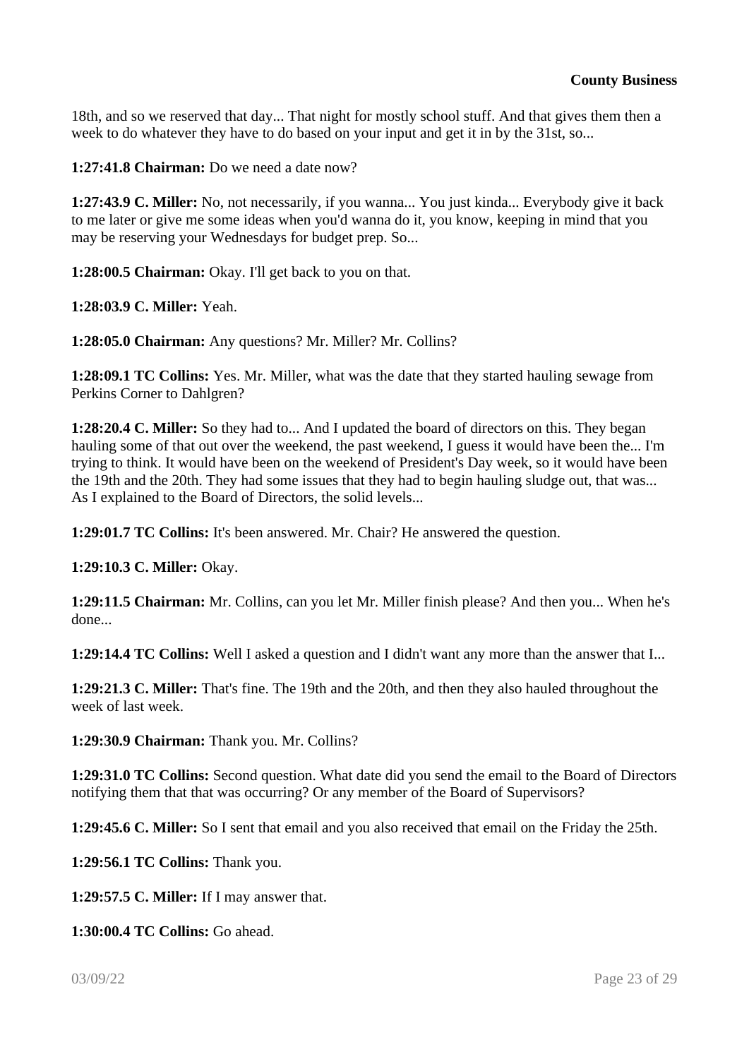18th, and so we reserved that day... That night for mostly school stuff. And that gives them then a week to do whatever they have to do based on your input and get it in by the 31st, so...

**1:27:41.8 Chairman:** Do we need a date now?

**1:27:43.9 C. Miller:** No, not necessarily, if you wanna... You just kinda... Everybody give it back to me later or give me some ideas when you'd wanna do it, you know, keeping in mind that you may be reserving your Wednesdays for budget prep. So...

**1:28:00.5 Chairman:** Okay. I'll get back to you on that.

**1:28:03.9 C. Miller:** Yeah.

**1:28:05.0 Chairman:** Any questions? Mr. Miller? Mr. Collins?

**1:28:09.1 TC Collins:** Yes. Mr. Miller, what was the date that they started hauling sewage from Perkins Corner to Dahlgren?

**1:28:20.4 C. Miller:** So they had to... And I updated the board of directors on this. They began hauling some of that out over the weekend, the past weekend, I guess it would have been the... I'm trying to think. It would have been on the weekend of President's Day week, so it would have been the 19th and the 20th. They had some issues that they had to begin hauling sludge out, that was... As I explained to the Board of Directors, the solid levels...

**1:29:01.7 TC Collins:** It's been answered. Mr. Chair? He answered the question.

**1:29:10.3 C. Miller:** Okay.

**1:29:11.5 Chairman:** Mr. Collins, can you let Mr. Miller finish please? And then you... When he's done...

**1:29:14.4 TC Collins:** Well I asked a question and I didn't want any more than the answer that I...

**1:29:21.3 C. Miller:** That's fine. The 19th and the 20th, and then they also hauled throughout the week of last week.

**1:29:30.9 Chairman:** Thank you. Mr. Collins?

**1:29:31.0 TC Collins:** Second question. What date did you send the email to the Board of Directors notifying them that that was occurring? Or any member of the Board of Supervisors?

**1:29:45.6 C. Miller:** So I sent that email and you also received that email on the Friday the 25th.

**1:29:56.1 TC Collins:** Thank you.

**1:29:57.5 C. Miller:** If I may answer that.

**1:30:00.4 TC Collins:** Go ahead.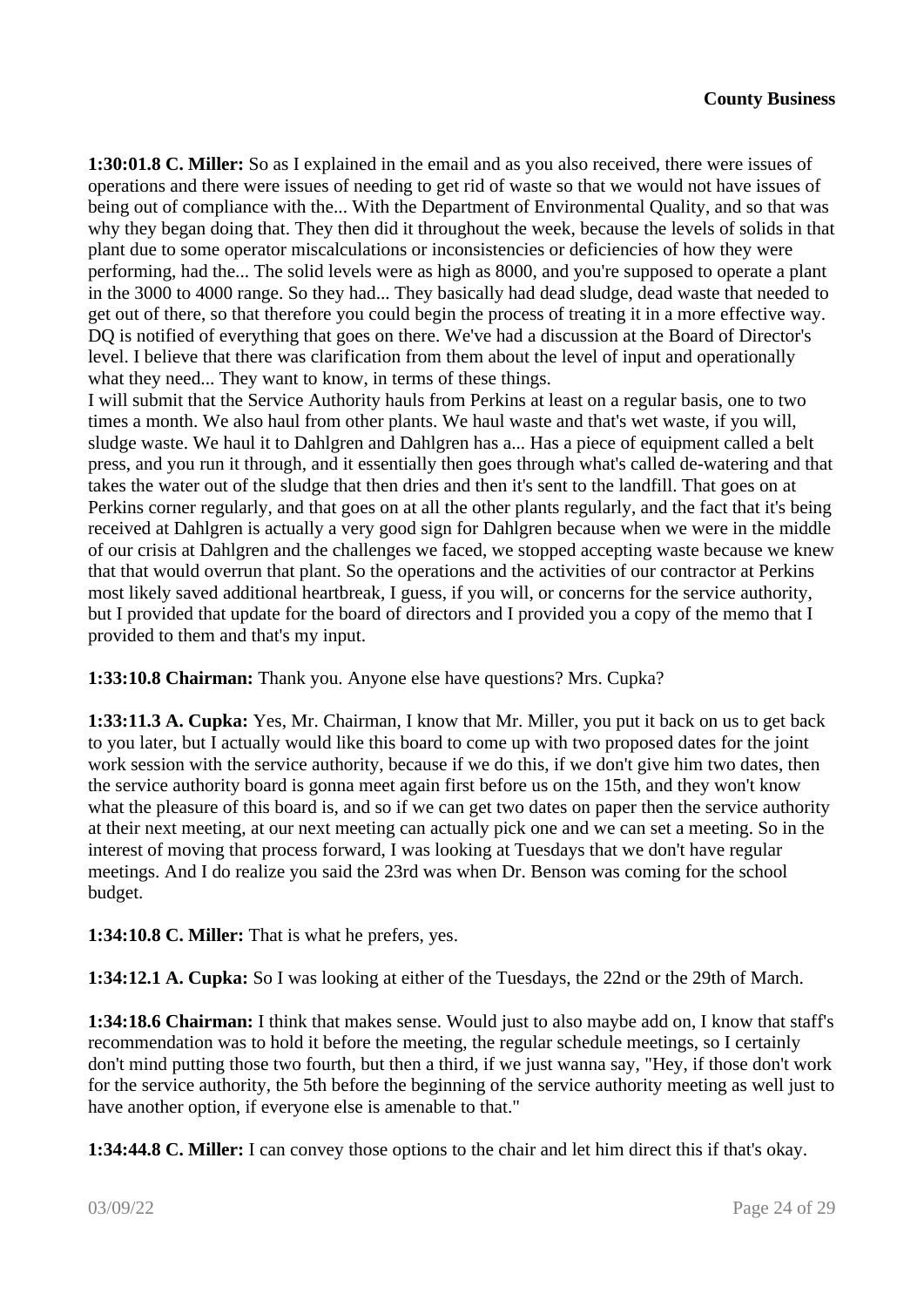**1:30:01.8 C. Miller:** So as I explained in the email and as you also received, there were issues of operations and there were issues of needing to get rid of waste so that we would not have issues of being out of compliance with the... With the Department of Environmental Quality, and so that was why they began doing that. They then did it throughout the week, because the levels of solids in that plant due to some operator miscalculations or inconsistencies or deficiencies of how they were performing, had the... The solid levels were as high as 8000, and you're supposed to operate a plant in the 3000 to 4000 range. So they had... They basically had dead sludge, dead waste that needed to get out of there, so that therefore you could begin the process of treating it in a more effective way. DQ is notified of everything that goes on there. We've had a discussion at the Board of Director's level. I believe that there was clarification from them about the level of input and operationally what they need... They want to know, in terms of these things.

I will submit that the Service Authority hauls from Perkins at least on a regular basis, one to two times a month. We also haul from other plants. We haul waste and that's wet waste, if you will, sludge waste. We haul it to Dahlgren and Dahlgren has a... Has a piece of equipment called a belt press, and you run it through, and it essentially then goes through what's called de-watering and that takes the water out of the sludge that then dries and then it's sent to the landfill. That goes on at Perkins corner regularly, and that goes on at all the other plants regularly, and the fact that it's being received at Dahlgren is actually a very good sign for Dahlgren because when we were in the middle of our crisis at Dahlgren and the challenges we faced, we stopped accepting waste because we knew that that would overrun that plant. So the operations and the activities of our contractor at Perkins most likely saved additional heartbreak, I guess, if you will, or concerns for the service authority, but I provided that update for the board of directors and I provided you a copy of the memo that I provided to them and that's my input.

**1:33:10.8 Chairman:** Thank you. Anyone else have questions? Mrs. Cupka?

**1:33:11.3 A. Cupka:** Yes, Mr. Chairman, I know that Mr. Miller, you put it back on us to get back to you later, but I actually would like this board to come up with two proposed dates for the joint work session with the service authority, because if we do this, if we don't give him two dates, then the service authority board is gonna meet again first before us on the 15th, and they won't know what the pleasure of this board is, and so if we can get two dates on paper then the service authority at their next meeting, at our next meeting can actually pick one and we can set a meeting. So in the interest of moving that process forward, I was looking at Tuesdays that we don't have regular meetings. And I do realize you said the 23rd was when Dr. Benson was coming for the school budget.

**1:34:10.8 C. Miller:** That is what he prefers, yes.

**1:34:12.1 A. Cupka:** So I was looking at either of the Tuesdays, the 22nd or the 29th of March.

**1:34:18.6 Chairman:** I think that makes sense. Would just to also maybe add on, I know that staff's recommendation was to hold it before the meeting, the regular schedule meetings, so I certainly don't mind putting those two fourth, but then a third, if we just wanna say, "Hey, if those don't work for the service authority, the 5th before the beginning of the service authority meeting as well just to have another option, if everyone else is amenable to that."

**1:34:44.8 C. Miller:** I can convey those options to the chair and let him direct this if that's okay.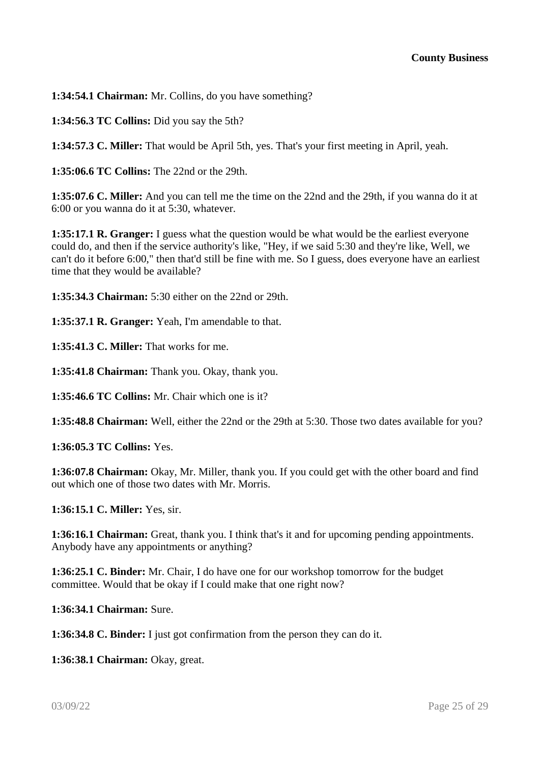**1:34:54.1 Chairman:** Mr. Collins, do you have something?

**1:34:56.3 TC Collins:** Did you say the 5th?

**1:34:57.3 C. Miller:** That would be April 5th, yes. That's your first meeting in April, yeah.

**1:35:06.6 TC Collins:** The 22nd or the 29th.

**1:35:07.6 C. Miller:** And you can tell me the time on the 22nd and the 29th, if you wanna do it at 6:00 or you wanna do it at 5:30, whatever.

**1:35:17.1 R. Granger:** I guess what the question would be what would be the earliest everyone could do, and then if the service authority's like, "Hey, if we said 5:30 and they're like, Well, we can't do it before 6:00," then that'd still be fine with me. So I guess, does everyone have an earliest time that they would be available?

**1:35:34.3 Chairman:** 5:30 either on the 22nd or 29th.

**1:35:37.1 R. Granger:** Yeah, I'm amendable to that.

**1:35:41.3 C. Miller:** That works for me.

**1:35:41.8 Chairman:** Thank you. Okay, thank you.

**1:35:46.6 TC Collins:** Mr. Chair which one is it?

**1:35:48.8 Chairman:** Well, either the 22nd or the 29th at 5:30. Those two dates available for you?

**1:36:05.3 TC Collins:** Yes.

**1:36:07.8 Chairman:** Okay, Mr. Miller, thank you. If you could get with the other board and find out which one of those two dates with Mr. Morris.

**1:36:15.1 C. Miller:** Yes, sir.

**1:36:16.1 Chairman:** Great, thank you. I think that's it and for upcoming pending appointments. Anybody have any appointments or anything?

**1:36:25.1 C. Binder:** Mr. Chair, I do have one for our workshop tomorrow for the budget committee. Would that be okay if I could make that one right now?

**1:36:34.1 Chairman:** Sure.

**1:36:34.8 C. Binder:** I just got confirmation from the person they can do it.

**1:36:38.1 Chairman:** Okay, great.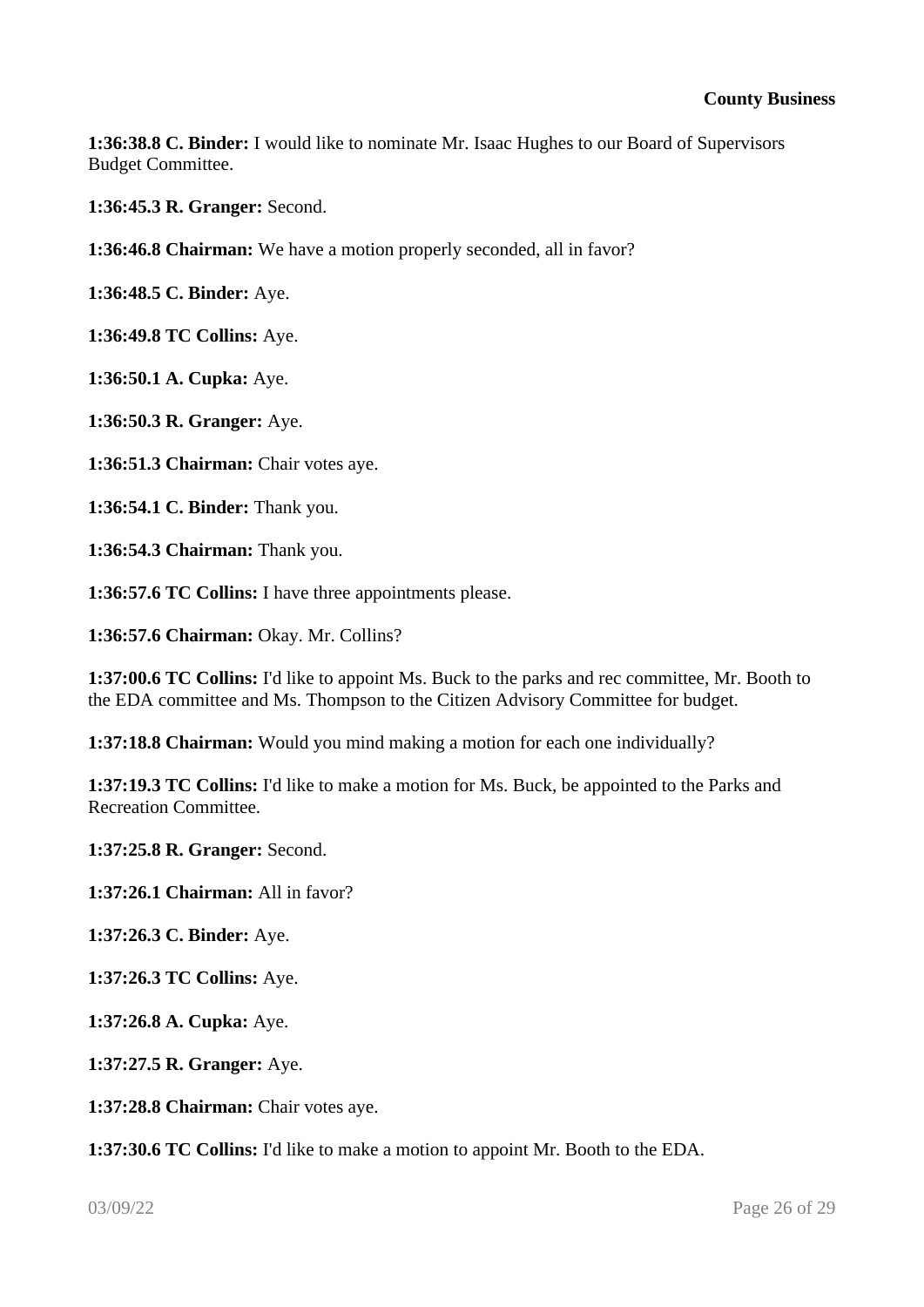**1:36:38.8 C. Binder:** I would like to nominate Mr. Isaac Hughes to our Board of Supervisors Budget Committee.

**1:36:45.3 R. Granger:** Second.

**1:36:46.8 Chairman:** We have a motion properly seconded, all in favor?

**1:36:48.5 C. Binder:** Aye.

**1:36:49.8 TC Collins:** Aye.

**1:36:50.1 A. Cupka:** Aye.

**1:36:50.3 R. Granger:** Aye.

**1:36:51.3 Chairman:** Chair votes aye.

**1:36:54.1 C. Binder:** Thank you.

**1:36:54.3 Chairman:** Thank you.

**1:36:57.6 TC Collins:** I have three appointments please.

**1:36:57.6 Chairman:** Okay. Mr. Collins?

**1:37:00.6 TC Collins:** I'd like to appoint Ms. Buck to the parks and rec committee, Mr. Booth to the EDA committee and Ms. Thompson to the Citizen Advisory Committee for budget.

**1:37:18.8 Chairman:** Would you mind making a motion for each one individually?

**1:37:19.3 TC Collins:** I'd like to make a motion for Ms. Buck, be appointed to the Parks and Recreation Committee.

**1:37:25.8 R. Granger:** Second.

**1:37:26.1 Chairman:** All in favor?

**1:37:26.3 C. Binder:** Aye.

**1:37:26.3 TC Collins:** Aye.

**1:37:26.8 A. Cupka:** Aye.

**1:37:27.5 R. Granger:** Aye.

**1:37:28.8 Chairman:** Chair votes aye.

**1:37:30.6 TC Collins:** I'd like to make a motion to appoint Mr. Booth to the EDA.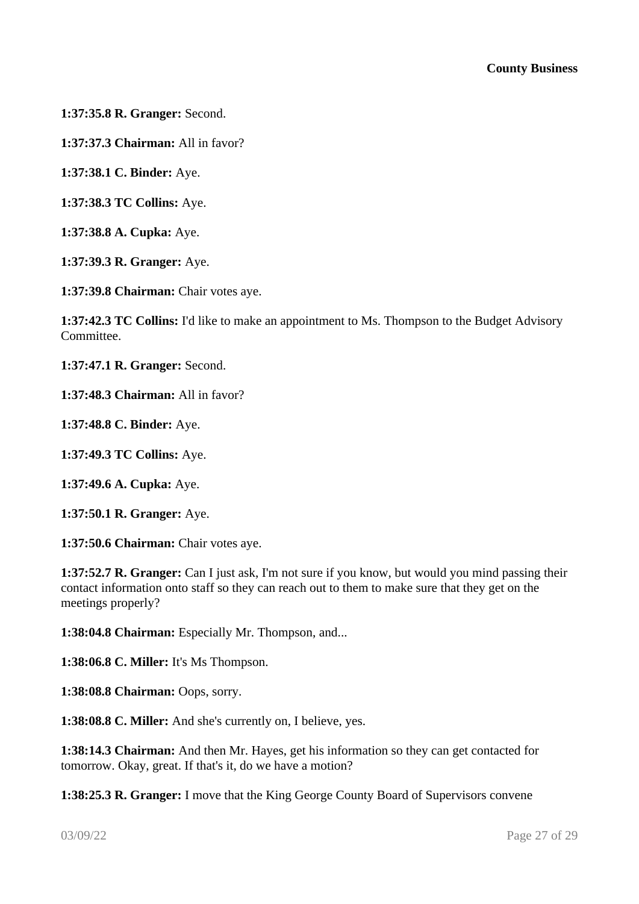**1:37:35.8 R. Granger:** Second.

**1:37:37.3 Chairman:** All in favor?

**1:37:38.1 C. Binder:** Aye.

**1:37:38.3 TC Collins:** Aye.

**1:37:38.8 A. Cupka:** Aye.

**1:37:39.3 R. Granger:** Aye.

**1:37:39.8 Chairman:** Chair votes aye.

**1:37:42.3 TC Collins:** I'd like to make an appointment to Ms. Thompson to the Budget Advisory Committee.

**1:37:47.1 R. Granger:** Second.

**1:37:48.3 Chairman:** All in favor?

**1:37:48.8 C. Binder:** Aye.

**1:37:49.3 TC Collins:** Aye.

**1:37:49.6 A. Cupka:** Aye.

**1:37:50.1 R. Granger:** Aye.

**1:37:50.6 Chairman:** Chair votes aye.

**1:37:52.7 R. Granger:** Can I just ask, I'm not sure if you know, but would you mind passing their contact information onto staff so they can reach out to them to make sure that they get on the meetings properly?

**1:38:04.8 Chairman:** Especially Mr. Thompson, and...

**1:38:06.8 C. Miller:** It's Ms Thompson.

**1:38:08.8 Chairman:** Oops, sorry.

**1:38:08.8 C. Miller:** And she's currently on, I believe, yes.

**1:38:14.3 Chairman:** And then Mr. Hayes, get his information so they can get contacted for tomorrow. Okay, great. If that's it, do we have a motion?

**1:38:25.3 R. Granger:** I move that the King George County Board of Supervisors convene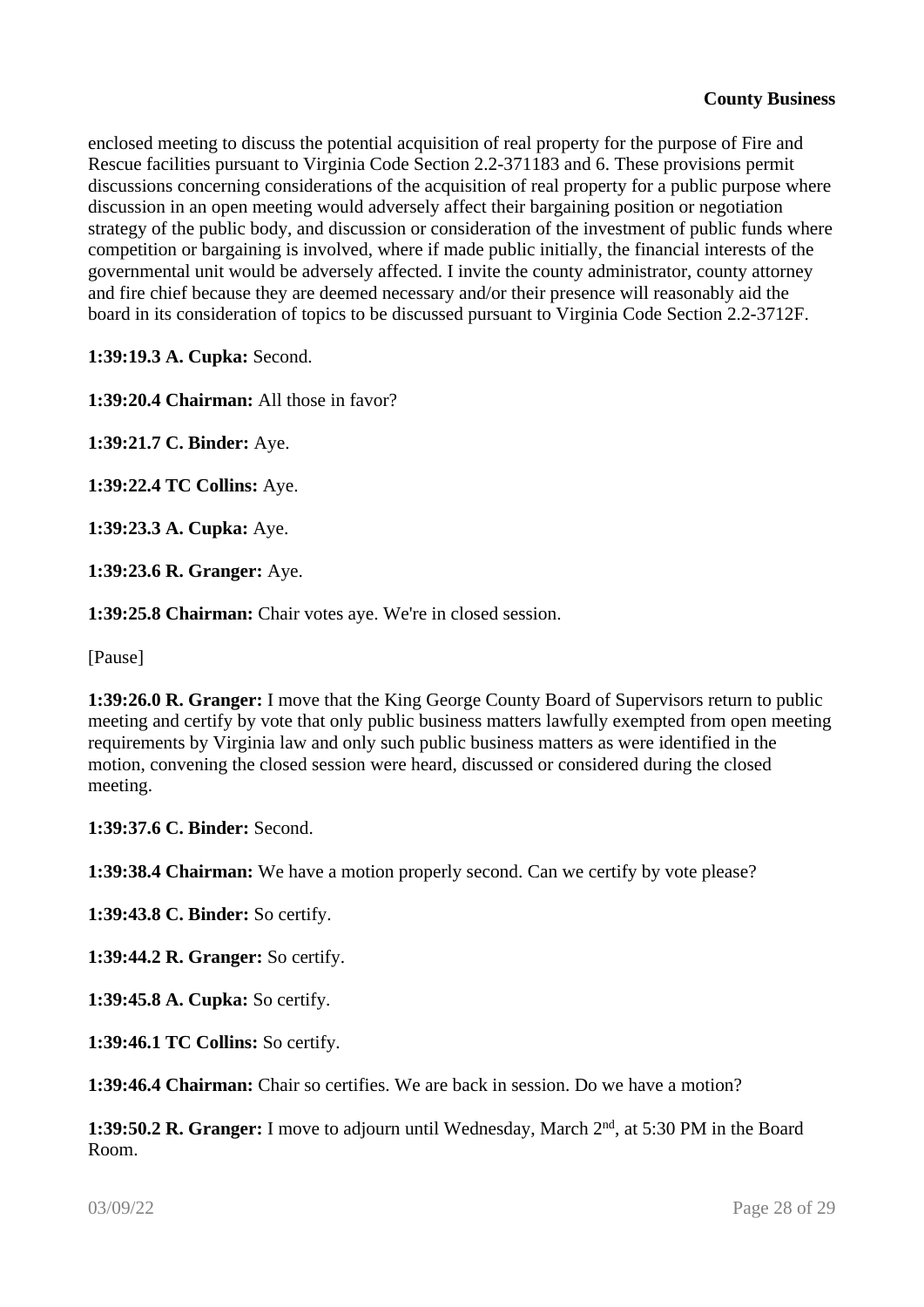enclosed meeting to discuss the potential acquisition of real property for the purpose of Fire and Rescue facilities pursuant to Virginia Code Section 2.2-371183 and 6. These provisions permit discussions concerning considerations of the acquisition of real property for a public purpose where discussion in an open meeting would adversely affect their bargaining position or negotiation strategy of the public body, and discussion or consideration of the investment of public funds where competition or bargaining is involved, where if made public initially, the financial interests of the governmental unit would be adversely affected. I invite the county administrator, county attorney and fire chief because they are deemed necessary and/or their presence will reasonably aid the board in its consideration of topics to be discussed pursuant to Virginia Code Section 2.2-3712F.

**1:39:19.3 A. Cupka:** Second.

**1:39:20.4 Chairman:** All those in favor?

**1:39:21.7 C. Binder:** Aye.

**1:39:22.4 TC Collins:** Aye.

**1:39:23.3 A. Cupka:** Aye.

**1:39:23.6 R. Granger:** Aye.

**1:39:25.8 Chairman:** Chair votes aye. We're in closed session.

[Pause]

**1:39:26.0 R. Granger:** I move that the King George County Board of Supervisors return to public meeting and certify by vote that only public business matters lawfully exempted from open meeting requirements by Virginia law and only such public business matters as were identified in the motion, convening the closed session were heard, discussed or considered during the closed meeting.

**1:39:37.6 C. Binder:** Second.

**1:39:38.4 Chairman:** We have a motion properly second. Can we certify by vote please?

**1:39:43.8 C. Binder:** So certify.

**1:39:44.2 R. Granger:** So certify.

**1:39:45.8 A. Cupka:** So certify.

**1:39:46.1 TC Collins:** So certify.

**1:39:46.4 Chairman:** Chair so certifies. We are back in session. Do we have a motion?

**1:39:50.2 R. Granger:** I move to adjourn until Wednesday, March 2nd, at 5:30 PM in the Board Room.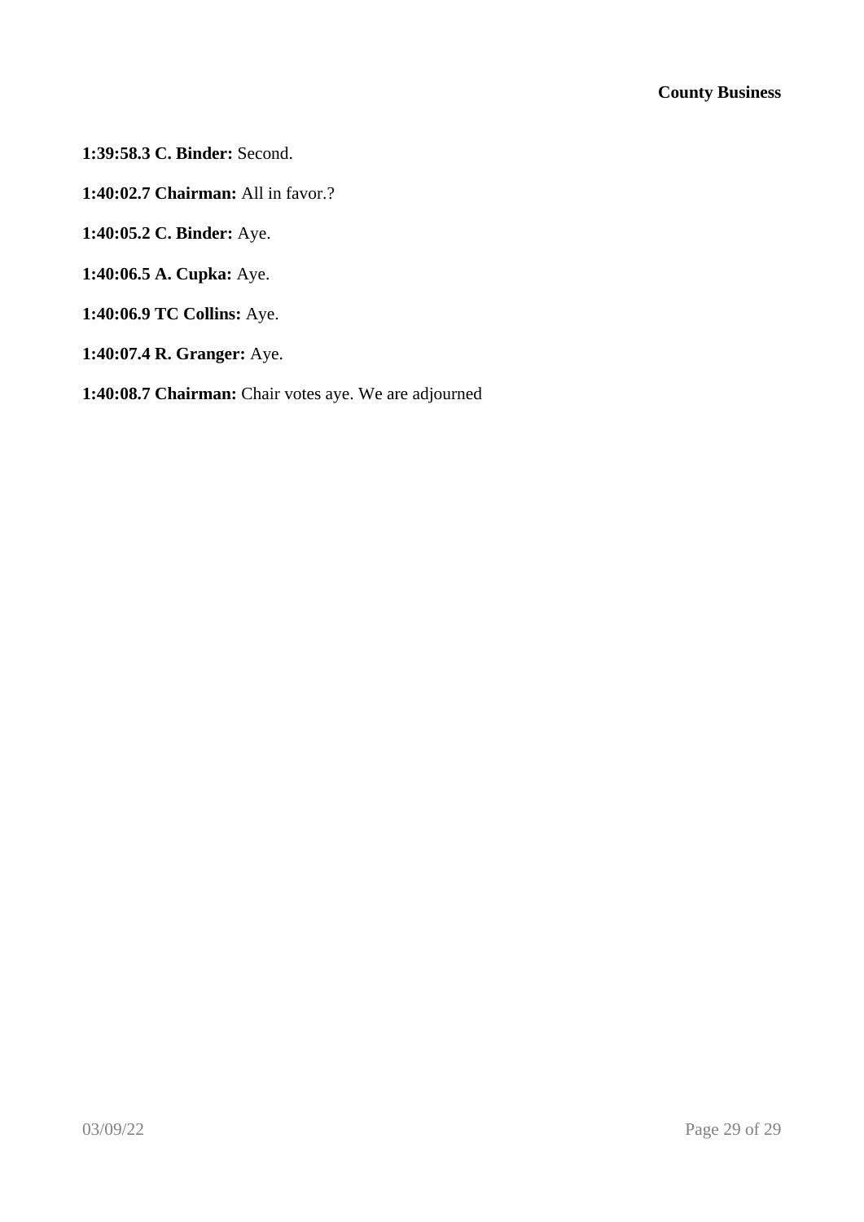**1:39:58.3 C. Binder:** Second.

**1:40:02.7 Chairman:** All in favor.?

**1:40:05.2 C. Binder:** Aye.

**1:40:06.5 A. Cupka:** Aye.

**1:40:06.9 TC Collins:** Aye.

**1:40:07.4 R. Granger:** Aye.

**1:40:08.7 Chairman:** Chair votes aye. We are adjourned